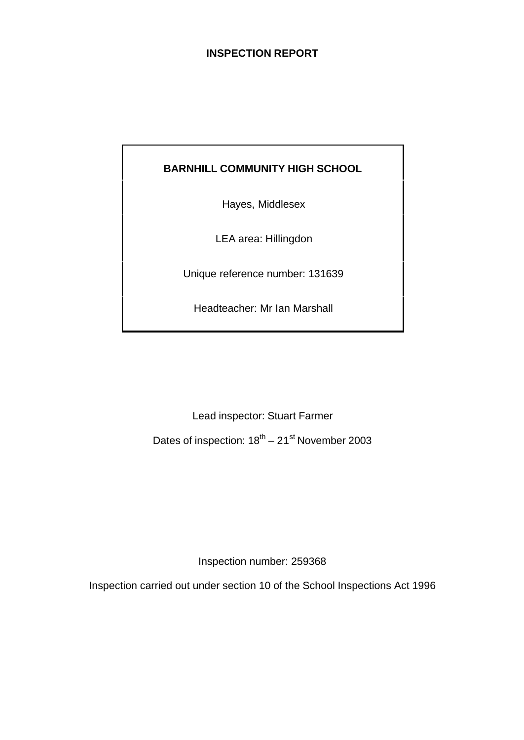# INSPECTION REPORT

**BARNHILL COMMUNITY HIGH SCHOOL**

Hayes, Middlesex

LEA area: Hillingdon

Unique reference number: 131639

Headteacher: Mr Ian Marshall

Lead inspector: Stuart Farmer

Dates of inspection: 18th – 21st November 2003

Inspection number: 259368

Inspection carried out under section 10 of the School Inspections Act 1996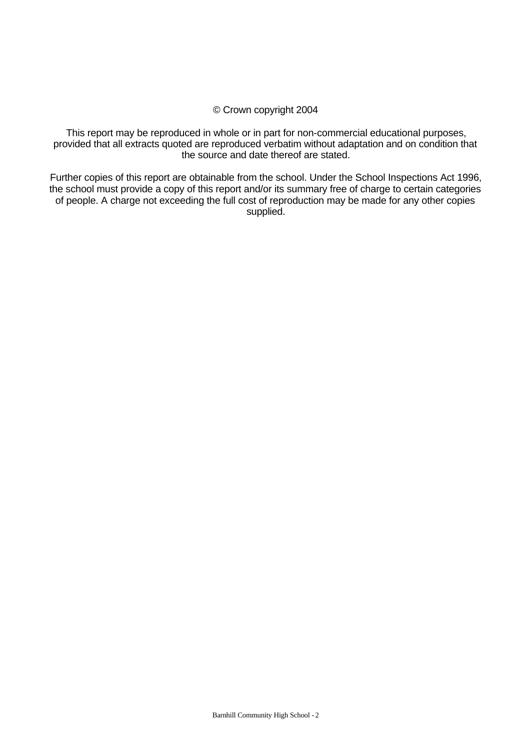© Crown copyright 2004

This report may be reproduced in whole or in part for non-commercial educational purposes, provided that all extracts quoted are reproduced verbatim without adaptation and on condition that the source and date thereof are stated.

Further copies of this report are obtainable from the school. Under the School Inspections Act 1996, the school must provide a copy of this report and/or its summary free of charge to certain categories of people. A charge not exceeding the full cost of reproduction may be made for any other copies supplied.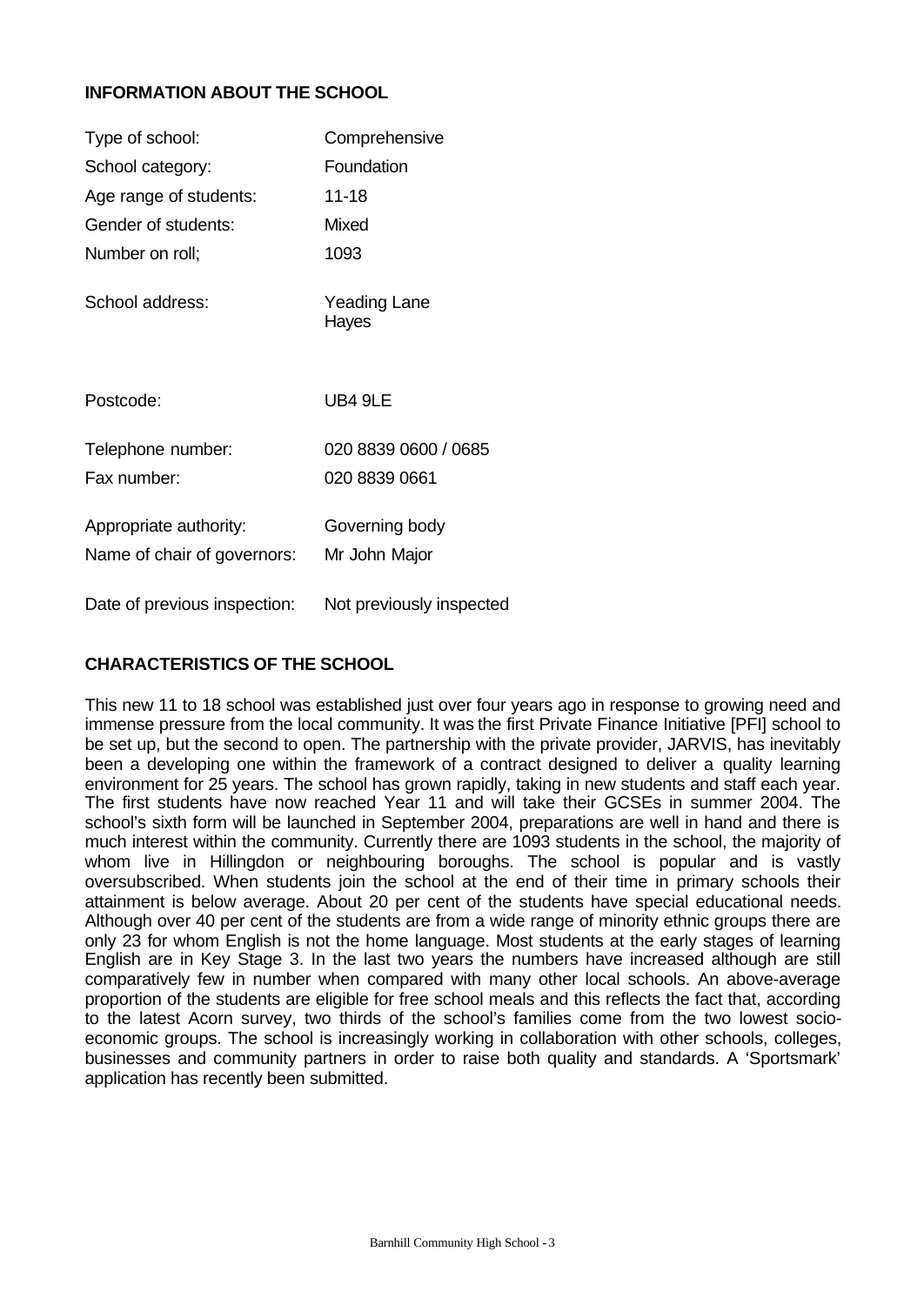## INFORMATION ABOUT THE SCHOOL

| | |
|---|---|
| Type of school: | Comprehensive |
| School category: | Foundation |
| Age range of students: | 11-18 |
| Gender of students: | Mixed |
| Number on roll; | 1093 |
| School address: | Yeading Lane<br>Hayes |
| Postcode: | UB4 9LE |
| Telephone number: | 020 8839 0600 / 0685 |
| Fax number: | 020 8839 0661 |
| Appropriate authority: | Governing body |
| Name of chair of governors: | Mr John Major |
| Date of previous inspection: | Not previously inspected |

## CHARACTERISTICS OF THE SCHOOL

This new 11 to 18 school was established just over four years ago in response to growing need and immense pressure from the local community. It was the first Private Finance Initiative [PFI] school to be set up, but the second to open. The partnership with the private provider, JARVIS, has inevitably been a developing one within the framework of a contract designed to deliver a quality learning environment for 25 years. The school has grown rapidly, taking in new students and staff each year. The first students have now reached Year 11 and will take their GCSEs in summer 2004. The school's sixth form will be launched in September 2004, preparations are well in hand and there is much interest within the community. Currently there are 1093 students in the school, the majority of whom live in Hillingdon or neighbouring boroughs. The school is popular and is vastly oversubscribed. When students join the school at the end of their time in primary schools their attainment is below average. About 20 per cent of the students have special educational needs. Although over 40 per cent of the students are from a wide range of minority ethnic groups there are only 23 for whom English is not the home language. Most students at the early stages of learning English are in Key Stage 3. In the last two years the numbers have increased although are still comparatively few in number when compared with many other local schools. An above-average proportion of the students are eligible for free school meals and this reflects the fact that, according to the latest Acorn survey, two thirds of the school's families come from the two lowest socio-economic groups. The school is increasingly working in collaboration with other schools, colleges, businesses and community partners in order to raise both quality and standards. A 'Sportsmark' application has recently been submitted.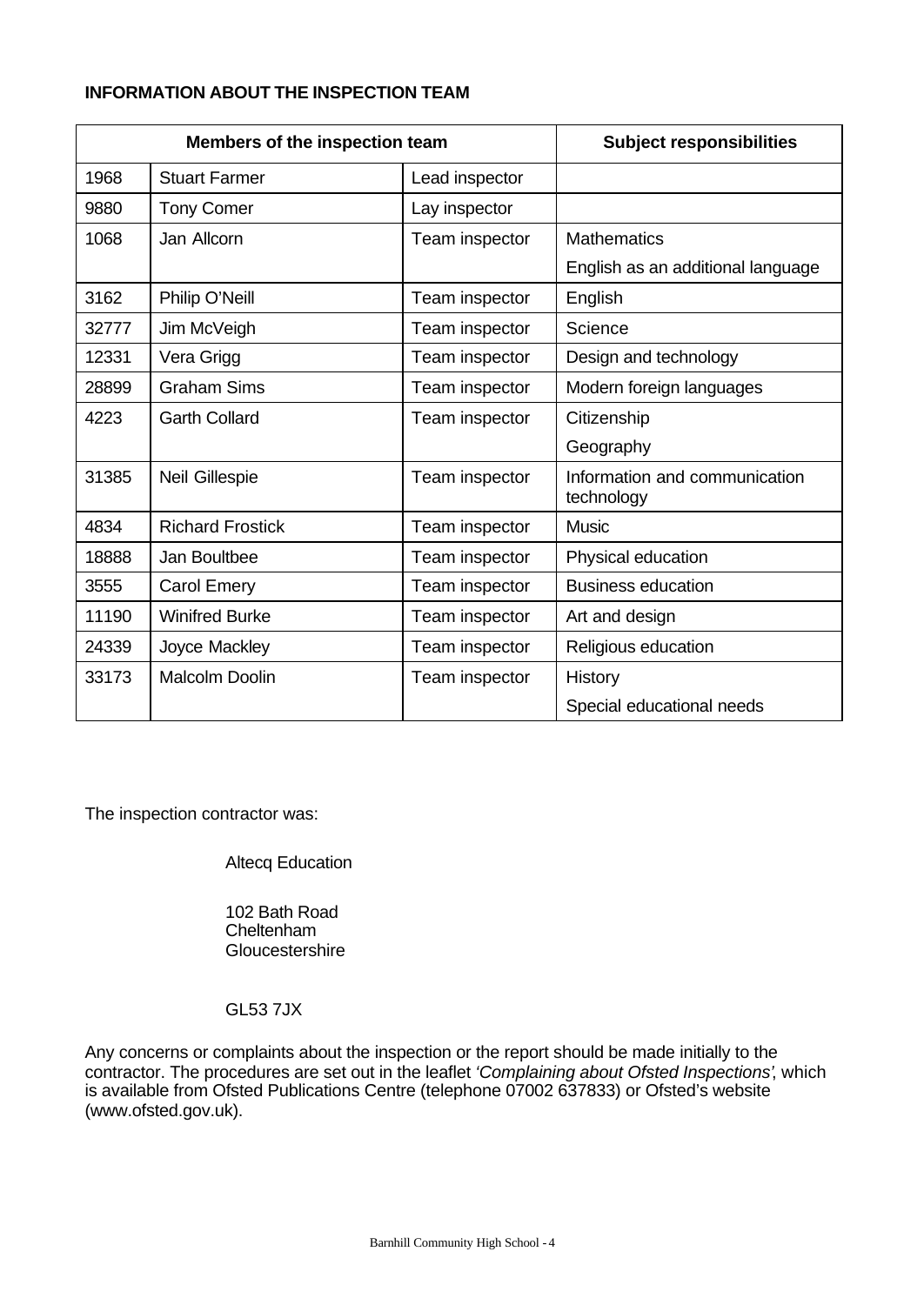**INFORMATION ABOUT THE INSPECTION TEAM**

| Members of the inspection team | | | Subject responsibilities |
|---|---|---|---|
| 1968 | Stuart Farmer | Lead inspector | |
| 9880 | Tony Comer | Lay inspector | |
| 1068 | Jan Allcorn | Team inspector | Mathematics<br>English as an additional language |
| 3162 | Philip O'Neill | Team inspector | English |
| 32777 | Jim McVeigh | Team inspector | Science |
| 12331 | Vera Grigg | Team inspector | Design and technology |
| 28899 | Graham Sims | Team inspector | Modern foreign languages |
| 4223 | Garth Collard | Team inspector | Citizenship<br>Geography |
| 31385 | Neil Gillespie | Team inspector | Information and communication technology |
| 4834 | Richard Frostick | Team inspector | Music |
| 18888 | Jan Boultbee | Team inspector | Physical education |
| 3555 | Carol Emery | Team inspector | Business education |
| 11190 | Winifred Burke | Team inspector | Art and design |
| 24339 | Joyce Mackley | Team inspector | Religious education |
| 33173 | Malcolm Doolin | Team inspector | History<br>Special educational needs |

The inspection contractor was:

Altecq Education

102 Bath Road
Cheltenham
Gloucestershire

GL53 7JX

Any concerns or complaints about the inspection or the report should be made initially to the contractor. The procedures are set out in the leaflet *'Complaining about Ofsted Inspections'*, which is available from Ofsted Publications Centre (telephone 07002 637833) or Ofsted's website (www.ofsted.gov.uk).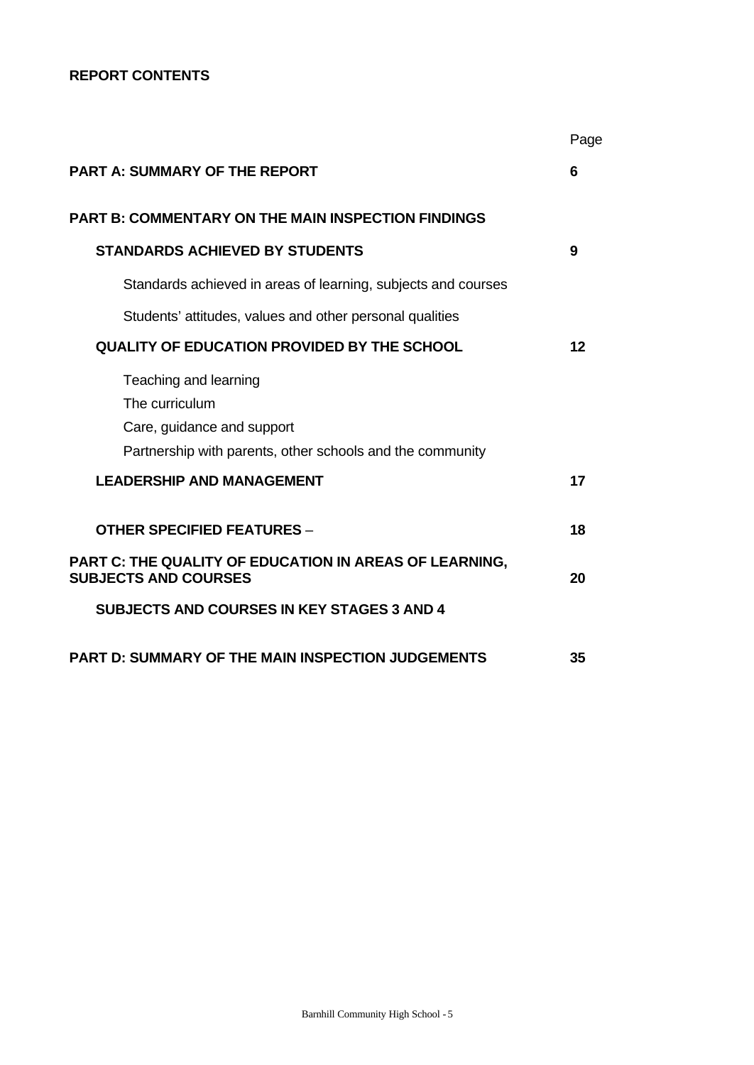**REPORT CONTENTS**

| | Page |
|---|---|
| **PART A: SUMMARY OF THE REPORT** | **6** |
| **PART B: COMMENTARY ON THE MAIN INSPECTION FINDINGS** | |
| **STANDARDS ACHIEVED BY STUDENTS** | **9** |
| Standards achieved in areas of learning, subjects and courses | |
| Students' attitudes, values and other personal qualities | |
| **QUALITY OF EDUCATION PROVIDED BY THE SCHOOL** | **12** |
| Teaching and learning<br>The curriculum<br>Care, guidance and support<br>Partnership with parents, other schools and the community | |
| **LEADERSHIP AND MANAGEMENT** | **17** |
| **OTHER SPECIFIED FEATURES** – | **18** |
| **PART C: THE QUALITY OF EDUCATION IN AREAS OF LEARNING, SUBJECTS AND COURSES** | **20** |
| **SUBJECTS AND COURSES IN KEY STAGES 3 AND 4** | |
| **PART D: SUMMARY OF THE MAIN INSPECTION JUDGEMENTS** | **35** |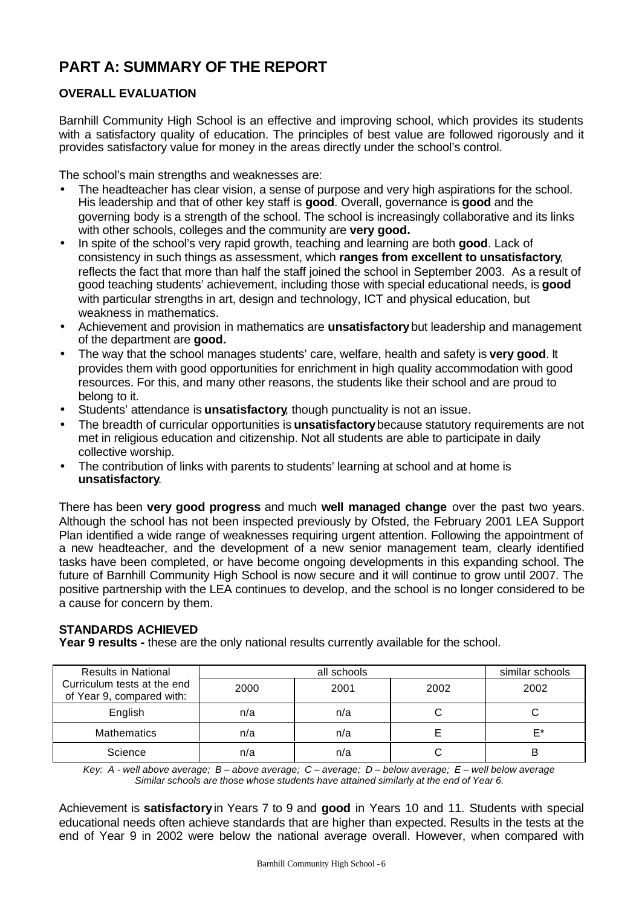# PART A: SUMMARY OF THE REPORT

## OVERALL EVALUATION

Barnhill Community High School is an effective and improving school, which provides its students with a satisfactory quality of education. The principles of best value are followed rigorously and it provides satisfactory value for money in the areas directly under the school's control.

The school's main strengths and weaknesses are:

- The headteacher has clear vision, a sense of purpose and very high aspirations for the school. His leadership and that of other key staff is **good**. Overall, governance is **good** and the governing body is a strength of the school. The school is increasingly collaborative and its links with other schools, colleges and the community are **very good.**
- In spite of the school's very rapid growth, teaching and learning are both **good**. Lack of consistency in such things as assessment, which **ranges from excellent to unsatisfactory**, reflects the fact that more than half the staff joined the school in September 2003. As a result of good teaching students' achievement, including those with special educational needs, is **good** with particular strengths in art, design and technology, ICT and physical education, but weakness in mathematics.
- Achievement and provision in mathematics are **unsatisfactory** but leadership and management of the department are **good.**
- The way that the school manages students' care, welfare, health and safety is **very good**. It provides them with good opportunities for enrichment in high quality accommodation with good resources. For this, and many other reasons, the students like their school and are proud to belong to it.
- Students' attendance is **unsatisfactory**, though punctuality is not an issue.
- The breadth of curricular opportunities is **unsatisfactory** because statutory requirements are not met in religious education and citizenship. Not all students are able to participate in daily collective worship.
- The contribution of links with parents to students' learning at school and at home is **unsatisfactory**.

There has been **very good progress** and much **well managed change** over the past two years. Although the school has not been inspected previously by Ofsted, the February 2001 LEA Support Plan identified a wide range of weaknesses requiring urgent attention. Following the appointment of a new headteacher, and the development of a new senior management team, clearly identified tasks have been completed, or have become ongoing developments in this expanding school. The future of Barnhill Community High School is now secure and it will continue to grow until 2007. The positive partnership with the LEA continues to develop, and the school is no longer considered to be a cause for concern by them.

## STANDARDS ACHIEVED

**Year 9 results -** these are the only national results currently available for the school.

| Results in National Curriculum tests at the end of Year 9, compared with: | all schools | | | similar schools |
|---|---|---|---|---|
| | 2000 | 2001 | 2002 | 2002 |
| English | n/a | n/a | C | C |
| Mathematics | n/a | n/a | E | E* |
| Science | n/a | n/a | C | B |

*Key: A - well above average; B – above average; C – average; D – below average; E – well below average*
*Similar schools are those whose students have attained similarly at the end of Year 6.*

Achievement is **satisfactory** in Years 7 to 9 and **good** in Years 10 and 11. Students with special educational needs often achieve standards that are higher than expected. Results in the tests at the end of Year 9 in 2002 were below the national average overall. However, when compared with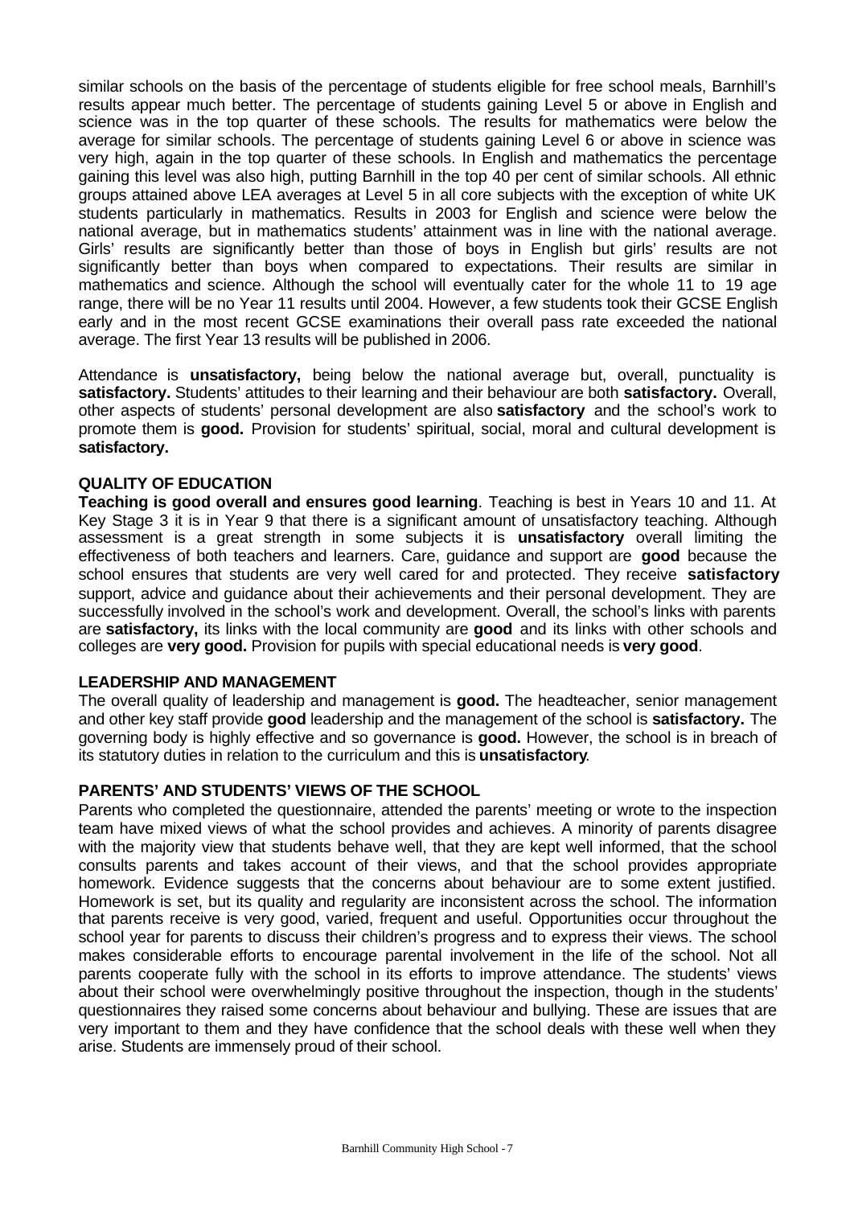similar schools on the basis of the percentage of students eligible for free school meals, Barnhill's results appear much better. The percentage of students gaining Level 5 or above in English and science was in the top quarter of these schools. The results for mathematics were below the average for similar schools. The percentage of students gaining Level 6 or above in science was very high, again in the top quarter of these schools. In English and mathematics the percentage gaining this level was also high, putting Barnhill in the top 40 per cent of similar schools. All ethnic groups attained above LEA averages at Level 5 in all core subjects with the exception of white UK students particularly in mathematics. Results in 2003 for English and science were below the national average, but in mathematics students' attainment was in line with the national average. Girls' results are significantly better than those of boys in English but girls' results are not significantly better than boys when compared to expectations. Their results are similar in mathematics and science. Although the school will eventually cater for the whole 11 to 19 age range, there will be no Year 11 results until 2004. However, a few students took their GCSE English early and in the most recent GCSE examinations their overall pass rate exceeded the national average. The first Year 13 results will be published in 2006.

Attendance is **unsatisfactory,** being below the national average but, overall, punctuality is **satisfactory.** Students' attitudes to their learning and their behaviour are both **satisfactory.** Overall, other aspects of students' personal development are also **satisfactory** and the school's work to promote them is **good.** Provision for students' spiritual, social, moral and cultural development is **satisfactory.**

## QUALITY OF EDUCATION

**Teaching is good overall and ensures good learning**. Teaching is best in Years 10 and 11. At Key Stage 3 it is in Year 9 that there is a significant amount of unsatisfactory teaching. Although assessment is a great strength in some subjects it is **unsatisfactory** overall limiting the effectiveness of both teachers and learners. Care, guidance and support are **good** because the school ensures that students are very well cared for and protected. They receive **satisfactory** support, advice and guidance about their achievements and their personal development. They are successfully involved in the school's work and development. Overall, the school's links with parents are **satisfactory,** its links with the local community are **good** and its links with other schools and colleges are **very good.** Provision for pupils with special educational needs is **very good**.

## LEADERSHIP AND MANAGEMENT

The overall quality of leadership and management is **good.** The headteacher, senior management and other key staff provide **good** leadership and the management of the school is **satisfactory.** The governing body is highly effective and so governance is **good.** However, the school is in breach of its statutory duties in relation to the curriculum and this is **unsatisfactory**.

## PARENTS' AND STUDENTS' VIEWS OF THE SCHOOL

Parents who completed the questionnaire, attended the parents' meeting or wrote to the inspection team have mixed views of what the school provides and achieves. A minority of parents disagree with the majority view that students behave well, that they are kept well informed, that the school consults parents and takes account of their views, and that the school provides appropriate homework. Evidence suggests that the concerns about behaviour are to some extent justified. Homework is set, but its quality and regularity are inconsistent across the school. The information that parents receive is very good, varied, frequent and useful. Opportunities occur throughout the school year for parents to discuss their children's progress and to express their views. The school makes considerable efforts to encourage parental involvement in the life of the school. Not all parents cooperate fully with the school in its efforts to improve attendance. The students' views about their school were overwhelmingly positive throughout the inspection, though in the students' questionnaires they raised some concerns about behaviour and bullying. These are issues that are very important to them and they have confidence that the school deals with these well when they arise. Students are immensely proud of their school.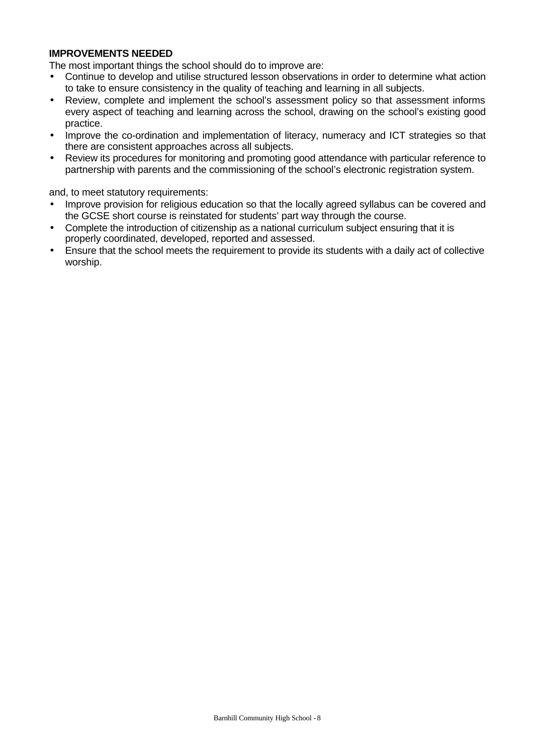**IMPROVEMENTS NEEDED**

The most important things the school should do to improve are:

- Continue to develop and utilise structured lesson observations in order to determine what action to take to ensure consistency in the quality of teaching and learning in all subjects.
- Review, complete and implement the school's assessment policy so that assessment informs every aspect of teaching and learning across the school, drawing on the school's existing good practice.
- Improve the co-ordination and implementation of literacy, numeracy and ICT strategies so that there are consistent approaches across all subjects.
- Review its procedures for monitoring and promoting good attendance with particular reference to partnership with parents and the commissioning of the school's electronic registration system.

and, to meet statutory requirements:

- Improve provision for religious education so that the locally agreed syllabus can be covered and the GCSE short course is reinstated for students' part way through the course.
- Complete the introduction of citizenship as a national curriculum subject ensuring that it is properly coordinated, developed, reported and assessed.
- Ensure that the school meets the requirement to provide its students with a daily act of collective worship.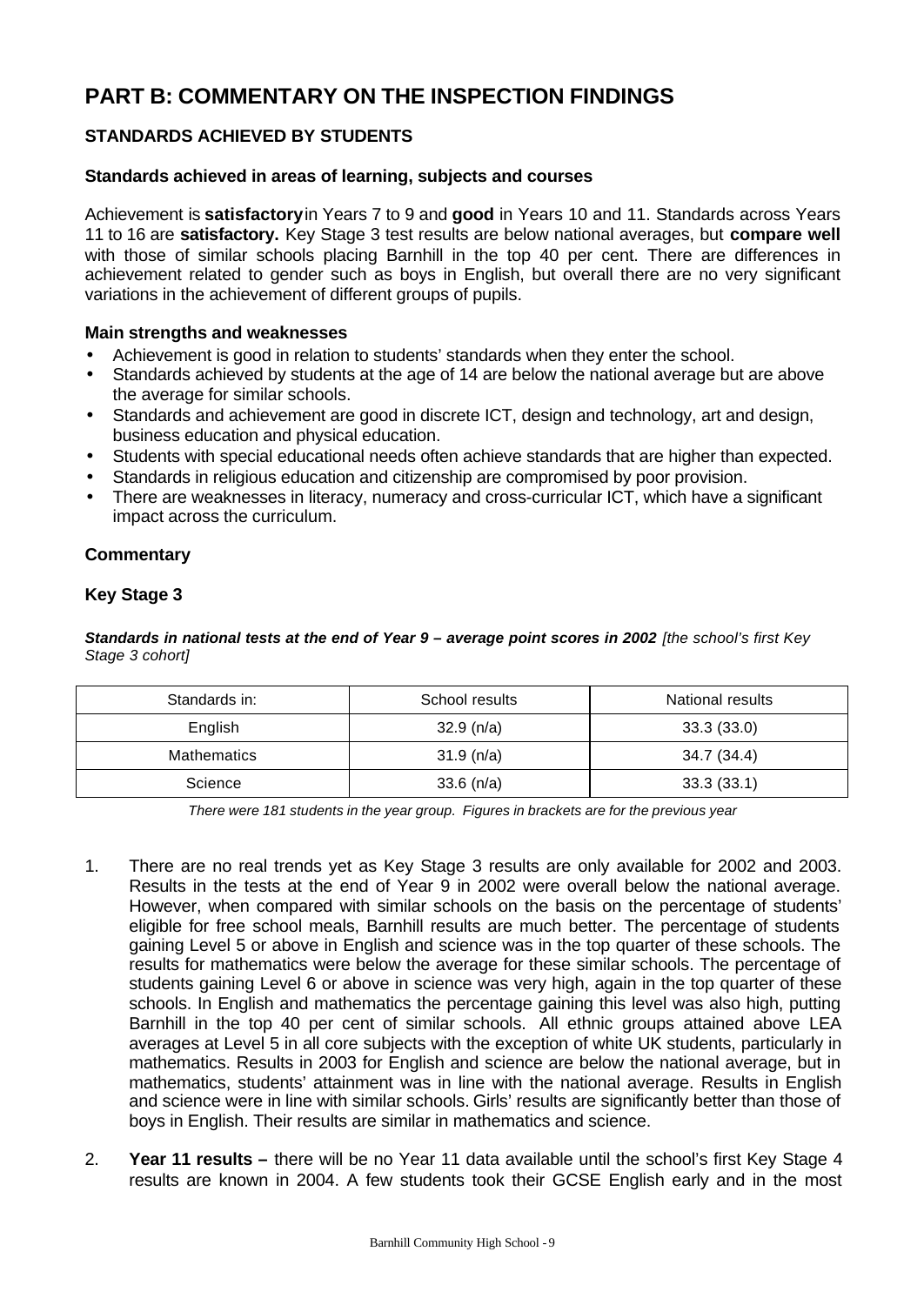# PART B: COMMENTARY ON THE INSPECTION FINDINGS

## STANDARDS ACHIEVED BY STUDENTS

### Standards achieved in areas of learning, subjects and courses

Achievement is **satisfactory** in Years 7 to 9 and **good** in Years 10 and 11. Standards across Years 11 to 16 are **satisfactory.** Key Stage 3 test results are below national averages, but **compare well** with those of similar schools placing Barnhill in the top 40 per cent. There are differences in achievement related to gender such as boys in English, but overall there are no very significant variations in the achievement of different groups of pupils.

### Main strengths and weaknesses

- Achievement is good in relation to students' standards when they enter the school.
- Standards achieved by students at the age of 14 are below the national average but are above the average for similar schools.
- Standards and achievement are good in discrete ICT, design and technology, art and design, business education and physical education.
- Students with special educational needs often achieve standards that are higher than expected.
- Standards in religious education and citizenship are compromised by poor provision.
- There are weaknesses in literacy, numeracy and cross-curricular ICT, which have a significant impact across the curriculum.

### Commentary

### Key Stage 3

***Standards in national tests at the end of Year 9 – average point scores in 2002*** *[the school's first Key Stage 3 cohort]*

| Standards in: | School results | National results |
|---|---|---|
| English | 32.9 (n/a) | 33.3 (33.0) |
| Mathematics | 31.9 (n/a) | 34.7 (34.4) |
| Science | 33.6 (n/a) | 33.3 (33.1) |

*There were 181 students in the year group. Figures in brackets are for the previous year*

1. There are no real trends yet as Key Stage 3 results are only available for 2002 and 2003. Results in the tests at the end of Year 9 in 2002 were overall below the national average. However, when compared with similar schools on the basis on the percentage of students' eligible for free school meals, Barnhill results are much better. The percentage of students gaining Level 5 or above in English and science was in the top quarter of these schools. The results for mathematics were below the average for these similar schools. The percentage of students gaining Level 6 or above in science was very high, again in the top quarter of these schools. In English and mathematics the percentage gaining this level was also high, putting Barnhill in the top 40 per cent of similar schools. All ethnic groups attained above LEA averages at Level 5 in all core subjects with the exception of white UK students, particularly in mathematics. Results in 2003 for English and science are below the national average, but in mathematics, students' attainment was in line with the national average. Results in English and science were in line with similar schools. Girls' results are significantly better than those of boys in English. Their results are similar in mathematics and science.

2. **Year 11 results –** there will be no Year 11 data available until the school's first Key Stage 4 results are known in 2004. A few students took their GCSE English early and in the most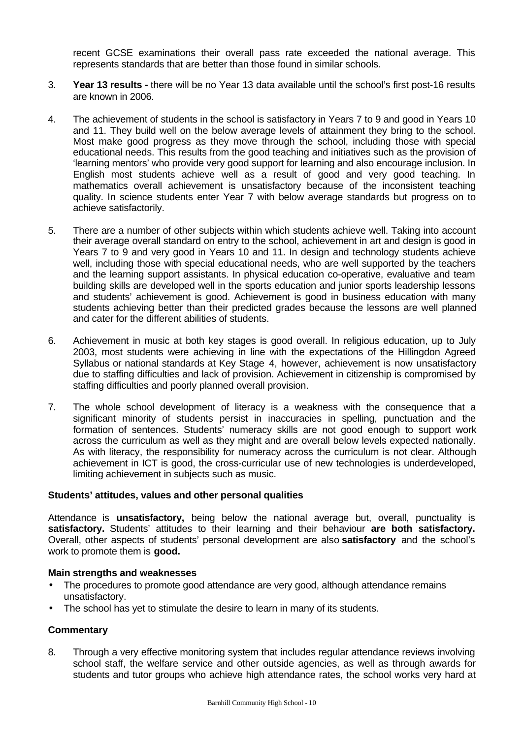recent GCSE examinations their overall pass rate exceeded the national average. This represents standards that are better than those found in similar schools.

3. **Year 13 results -** there will be no Year 13 data available until the school's first post-16 results are known in 2006.

4. The achievement of students in the school is satisfactory in Years 7 to 9 and good in Years 10 and 11. They build well on the below average levels of attainment they bring to the school. Most make good progress as they move through the school, including those with special educational needs. This results from the good teaching and initiatives such as the provision of 'learning mentors' who provide very good support for learning and also encourage inclusion. In English most students achieve well as a result of good and very good teaching. In mathematics overall achievement is unsatisfactory because of the inconsistent teaching quality. In science students enter Year 7 with below average standards but progress on to achieve satisfactorily.

5. There are a number of other subjects within which students achieve well. Taking into account their average overall standard on entry to the school, achievement in art and design is good in Years 7 to 9 and very good in Years 10 and 11. In design and technology students achieve well, including those with special educational needs, who are well supported by the teachers and the learning support assistants. In physical education co-operative, evaluative and team building skills are developed well in the sports education and junior sports leadership lessons and students' achievement is good. Achievement is good in business education with many students achieving better than their predicted grades because the lessons are well planned and cater for the different abilities of students.

6. Achievement in music at both key stages is good overall. In religious education, up to July 2003, most students were achieving in line with the expectations of the Hillingdon Agreed Syllabus or national standards at Key Stage 4, however, achievement is now unsatisfactory due to staffing difficulties and lack of provision. Achievement in citizenship is compromised by staffing difficulties and poorly planned overall provision.

7. The whole school development of literacy is a weakness with the consequence that a significant minority of students persist in inaccuracies in spelling, punctuation and the formation of sentences. Students' numeracy skills are not good enough to support work across the curriculum as well as they might and are overall below levels expected nationally. As with literacy, the responsibility for numeracy across the curriculum is not clear. Although achievement in ICT is good, the cross-curricular use of new technologies is underdeveloped, limiting achievement in subjects such as music.

### Students' attitudes, values and other personal qualities

Attendance is **unsatisfactory,** being below the national average but, overall, punctuality is **satisfactory.** Students' attitudes to their learning and their behaviour **are both satisfactory.** Overall, other aspects of students' personal development are also **satisfactory** and the school's work to promote them is **good.**

#### Main strengths and weaknesses

- The procedures to promote good attendance are very good, although attendance remains unsatisfactory.
- The school has yet to stimulate the desire to learn in many of its students.

#### Commentary

8. Through a very effective monitoring system that includes regular attendance reviews involving school staff, the welfare service and other outside agencies, as well as through awards for students and tutor groups who achieve high attendance rates, the school works very hard at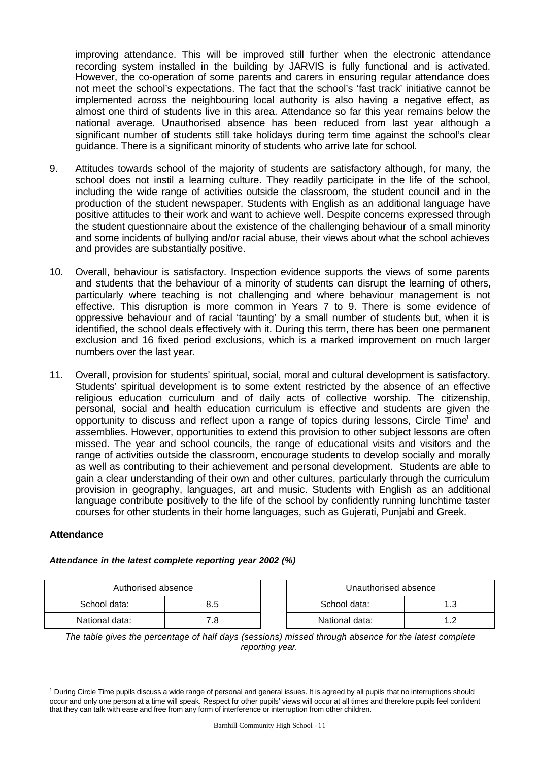improving attendance. This will be improved still further when the electronic attendance recording system installed in the building by JARVIS is fully functional and is activated. However, the co-operation of some parents and carers in ensuring regular attendance does not meet the school's expectations. The fact that the school's 'fast track' initiative cannot be implemented across the neighbouring local authority is also having a negative effect, as almost one third of students live in this area. Attendance so far this year remains below the national average. Unauthorised absence has been reduced from last year although a significant number of students still take holidays during term time against the school's clear guidance. There is a significant minority of students who arrive late for school.

9. Attitudes towards school of the majority of students are satisfactory although, for many, the school does not instil a learning culture. They readily participate in the life of the school, including the wide range of activities outside the classroom, the student council and in the production of the student newspaper. Students with English as an additional language have positive attitudes to their work and want to achieve well. Despite concerns expressed through the student questionnaire about the existence of the challenging behaviour of a small minority and some incidents of bullying and/or racial abuse, their views about what the school achieves and provides are substantially positive.

10. Overall, behaviour is satisfactory. Inspection evidence supports the views of some parents and students that the behaviour of a minority of students can disrupt the learning of others, particularly where teaching is not challenging and where behaviour management is not effective. This disruption is more common in Years 7 to 9. There is some evidence of oppressive behaviour and of racial 'taunting' by a small number of students but, when it is identified, the school deals effectively with it. During this term, there has been one permanent exclusion and 16 fixed period exclusions, which is a marked improvement on much larger numbers over the last year.

11. Overall, provision for students' spiritual, social, moral and cultural development is satisfactory. Students' spiritual development is to some extent restricted by the absence of an effective religious education curriculum and of daily acts of collective worship. The citizenship, personal, social and health education curriculum is effective and students are given the opportunity to discuss and reflect upon a range of topics during lessons, Circle Time[1] and assemblies. However, opportunities to extend this provision to other subject lessons are often missed. The year and school councils, the range of educational visits and visitors and the range of activities outside the classroom, encourage students to develop socially and morally as well as contributing to their achievement and personal development. Students are able to gain a clear understanding of their own and other cultures, particularly through the curriculum provision in geography, languages, art and music. Students with English as an additional language contribute positively to the life of the school by confidently running lunchtime taster courses for other students in their home languages, such as Gujerati, Punjabi and Greek.

### Attendance

***Attendance in the latest complete reporting year 2002 (%)***

| Authorised absence | |
|---|---|
| School data: | 8.5 |
| National data: | 7.8 |

| Unauthorised absence | |
|---|---|
| School data: | 1.3 |
| National data: | 1.2 |

*The table gives the percentage of half days (sessions) missed through absence for the latest complete reporting year.*

[1] During Circle Time pupils discuss a wide range of personal and general issues. It is agreed by all pupils that no interruptions should occur and only one person at a time will speak. Respect for other pupils' views will occur at all times and therefore pupils feel confident that they can talk with ease and free from any form of interference or interruption from other children.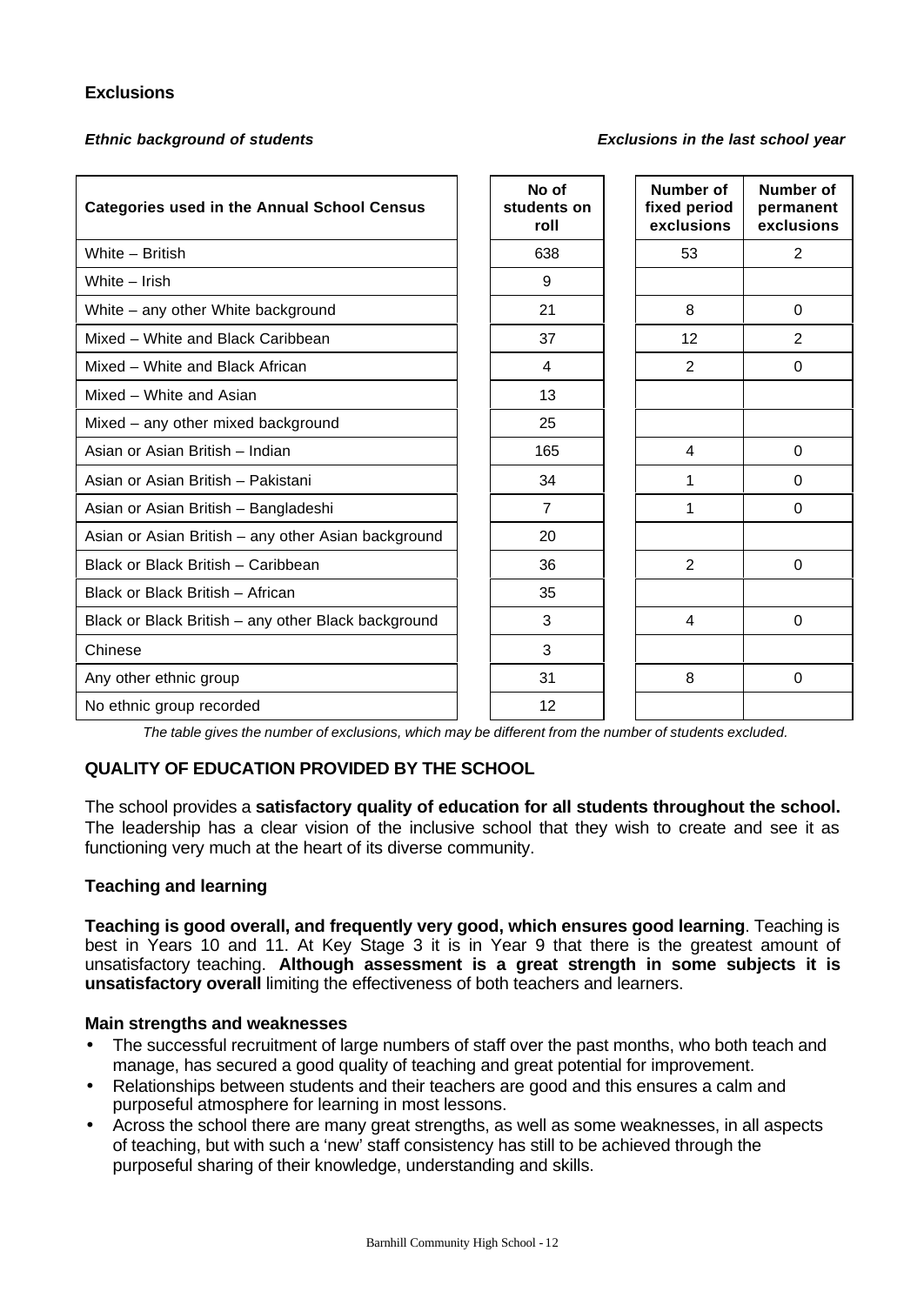### Exclusions

***Ethnic background of students*** ***Exclusions in the last school year***

| Categories used in the Annual School Census | No of students on roll | Number of fixed period exclusions | Number of permanent exclusions |
|---|---|---|---|
| White – British | 638 | 53 | 2 |
| White – Irish | 9 | | |
| White – any other White background | 21 | 8 | 0 |
| Mixed – White and Black Caribbean | 37 | 12 | 2 |
| Mixed – White and Black African | 4 | 2 | 0 |
| Mixed – White and Asian | 13 | | |
| Mixed – any other mixed background | 25 | | |
| Asian or Asian British – Indian | 165 | 4 | 0 |
| Asian or Asian British – Pakistani | 34 | 1 | 0 |
| Asian or Asian British – Bangladeshi | 7 | 1 | 0 |
| Asian or Asian British – any other Asian background | 20 | | |
| Black or Black British – Caribbean | 36 | 2 | 0 |
| Black or Black British – African | 35 | | |
| Black or Black British – any other Black background | 3 | 4 | 0 |
| Chinese | 3 | | |
| Any other ethnic group | 31 | 8 | 0 |
| No ethnic group recorded | 12 | | |

*The table gives the number of exclusions, which may be different from the number of students excluded.*

### QUALITY OF EDUCATION PROVIDED BY THE SCHOOL

The school provides a **satisfactory quality of education for all students throughout the school.** The leadership has a clear vision of the inclusive school that they wish to create and see it as functioning very much at the heart of its diverse community.

#### Teaching and learning

**Teaching is good overall, and frequently very good, which ensures good learning**. Teaching is best in Years 10 and 11. At Key Stage 3 it is in Year 9 that there is the greatest amount of unsatisfactory teaching. **Although assessment is a great strength in some subjects it is unsatisfactory overall** limiting the effectiveness of both teachers and learners.

#### Main strengths and weaknesses

- The successful recruitment of large numbers of staff over the past months, who both teach and manage, has secured a good quality of teaching and great potential for improvement.
- Relationships between students and their teachers are good and this ensures a calm and purposeful atmosphere for learning in most lessons.
- Across the school there are many great strengths, as well as some weaknesses, in all aspects of teaching, but with such a 'new' staff consistency has still to be achieved through the purposeful sharing of their knowledge, understanding and skills.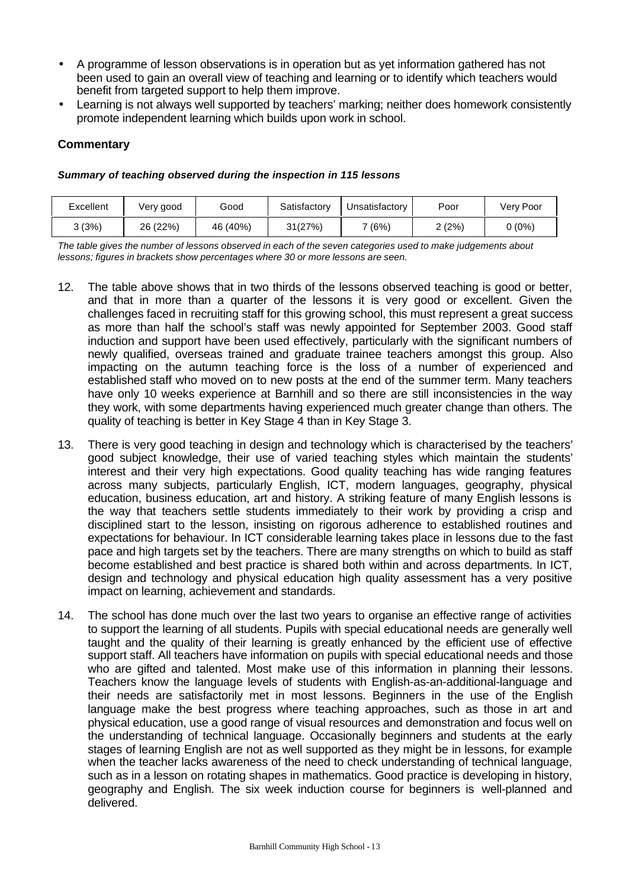- A programme of lesson observations is in operation but as yet information gathered has not been used to gain an overall view of teaching and learning or to identify which teachers would benefit from targeted support to help them improve.
- Learning is not always well supported by teachers' marking; neither does homework consistently promote independent learning which builds upon work in school.

### Commentary

***Summary of teaching observed during the inspection in 115 lessons***

| Excellent | Very good | Good | Satisfactory | Unsatisfactory | Poor | Very Poor |
|---|---|---|---|---|---|---|
| 3 (3%) | 26 (22%) | 46 (40%) | 31(27%) | 7 (6%) | 2 (2%) | 0 (0%) |

*The table gives the number of lessons observed in each of the seven categories used to make judgements about lessons; figures in brackets show percentages where 30 or more lessons are seen.*

12. The table above shows that in two thirds of the lessons observed teaching is good or better, and that in more than a quarter of the lessons it is very good or excellent. Given the challenges faced in recruiting staff for this growing school, this must represent a great success as more than half the school's staff was newly appointed for September 2003. Good staff induction and support have been used effectively, particularly with the significant numbers of newly qualified, overseas trained and graduate trainee teachers amongst this group. Also impacting on the autumn teaching force is the loss of a number of experienced and established staff who moved on to new posts at the end of the summer term. Many teachers have only 10 weeks experience at Barnhill and so there are still inconsistencies in the way they work, with some departments having experienced much greater change than others. The quality of teaching is better in Key Stage 4 than in Key Stage 3.

13. There is very good teaching in design and technology which is characterised by the teachers' good subject knowledge, their use of varied teaching styles which maintain the students' interest and their very high expectations. Good quality teaching has wide ranging features across many subjects, particularly English, ICT, modern languages, geography, physical education, business education, art and history. A striking feature of many English lessons is the way that teachers settle students immediately to their work by providing a crisp and disciplined start to the lesson, insisting on rigorous adherence to established routines and expectations for behaviour. In ICT considerable learning takes place in lessons due to the fast pace and high targets set by the teachers. There are many strengths on which to build as staff become established and best practice is shared both within and across departments. In ICT, design and technology and physical education high quality assessment has a very positive impact on learning, achievement and standards.

14. The school has done much over the last two years to organise an effective range of activities to support the learning of all students. Pupils with special educational needs are generally well taught and the quality of their learning is greatly enhanced by the efficient use of effective support staff. All teachers have information on pupils with special educational needs and those who are gifted and talented. Most make use of this information in planning their lessons. Teachers know the language levels of students with English-as-an-additional-language and their needs are satisfactorily met in most lessons. Beginners in the use of the English language make the best progress where teaching approaches, such as those in art and physical education, use a good range of visual resources and demonstration and focus well on the understanding of technical language. Occasionally beginners and students at the early stages of learning English are not as well supported as they might be in lessons, for example when the teacher lacks awareness of the need to check understanding of technical language, such as in a lesson on rotating shapes in mathematics. Good practice is developing in history, geography and English. The six week induction course for beginners is well-planned and delivered.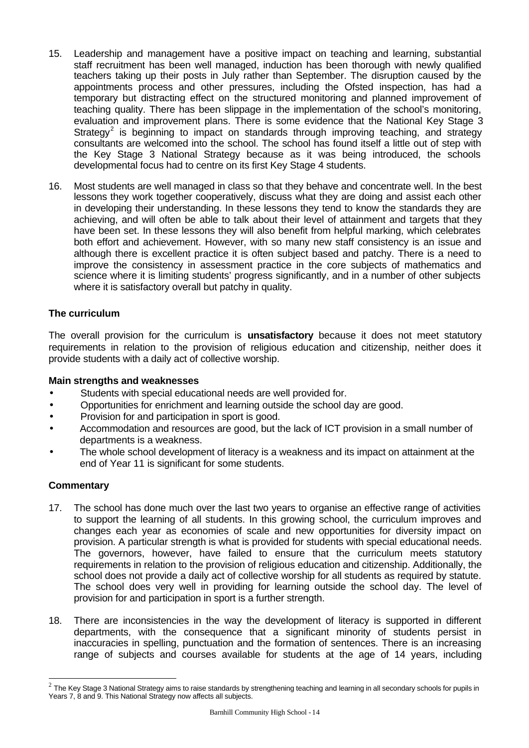15. Leadership and management have a positive impact on teaching and learning, substantial staff recruitment has been well managed, induction has been thorough with newly qualified teachers taking up their posts in July rather than September. The disruption caused by the appointments process and other pressures, including the Ofsted inspection, has had a temporary but distracting effect on the structured monitoring and planned improvement of teaching quality. There has been slippage in the implementation of the school's monitoring, evaluation and improvement plans. There is some evidence that the National Key Stage 3 Strategy[2] is beginning to impact on standards through improving teaching, and strategy consultants are welcomed into the school. The school has found itself a little out of step with the Key Stage 3 National Strategy because as it was being introduced, the schools developmental focus had to centre on its first Key Stage 4 students.

16. Most students are well managed in class so that they behave and concentrate well. In the best lessons they work together cooperatively, discuss what they are doing and assist each other in developing their understanding. In these lessons they tend to know the standards they are achieving, and will often be able to talk about their level of attainment and targets that they have been set. In these lessons they will also benefit from helpful marking, which celebrates both effort and achievement. However, with so many new staff consistency is an issue and although there is excellent practice it is often subject based and patchy. There is a need to improve the consistency in assessment practice in the core subjects of mathematics and science where it is limiting students' progress significantly, and in a number of other subjects where it is satisfactory overall but patchy in quality.

### The curriculum

The overall provision for the curriculum is **unsatisfactory** because it does not meet statutory requirements in relation to the provision of religious education and citizenship, neither does it provide students with a daily act of collective worship.

#### Main strengths and weaknesses

- Students with special educational needs are well provided for.
- Opportunities for enrichment and learning outside the school day are good.
- Provision for and participation in sport is good.
- Accommodation and resources are good, but the lack of ICT provision in a small number of departments is a weakness.
- The whole school development of literacy is a weakness and its impact on attainment at the end of Year 11 is significant for some students.

### Commentary

17. The school has done much over the last two years to organise an effective range of activities to support the learning of all students. In this growing school, the curriculum improves and changes each year as economies of scale and new opportunities for diversity impact on provision. A particular strength is what is provided for students with special educational needs. The governors, however, have failed to ensure that the curriculum meets statutory requirements in relation to the provision of religious education and citizenship. Additionally, the school does not provide a daily act of collective worship for all students as required by statute. The school does very well in providing for learning outside the school day. The level of provision for and participation in sport is a further strength.

18. There are inconsistencies in the way the development of literacy is supported in different departments, with the consequence that a significant minority of students persist in inaccuracies in spelling, punctuation and the formation of sentences. There is an increasing range of subjects and courses available for students at the age of 14 years, including

---

[2] The Key Stage 3 National Strategy aims to raise standards by strengthening teaching and learning in all secondary schools for pupils in Years 7, 8 and 9. This National Strategy now affects all subjects.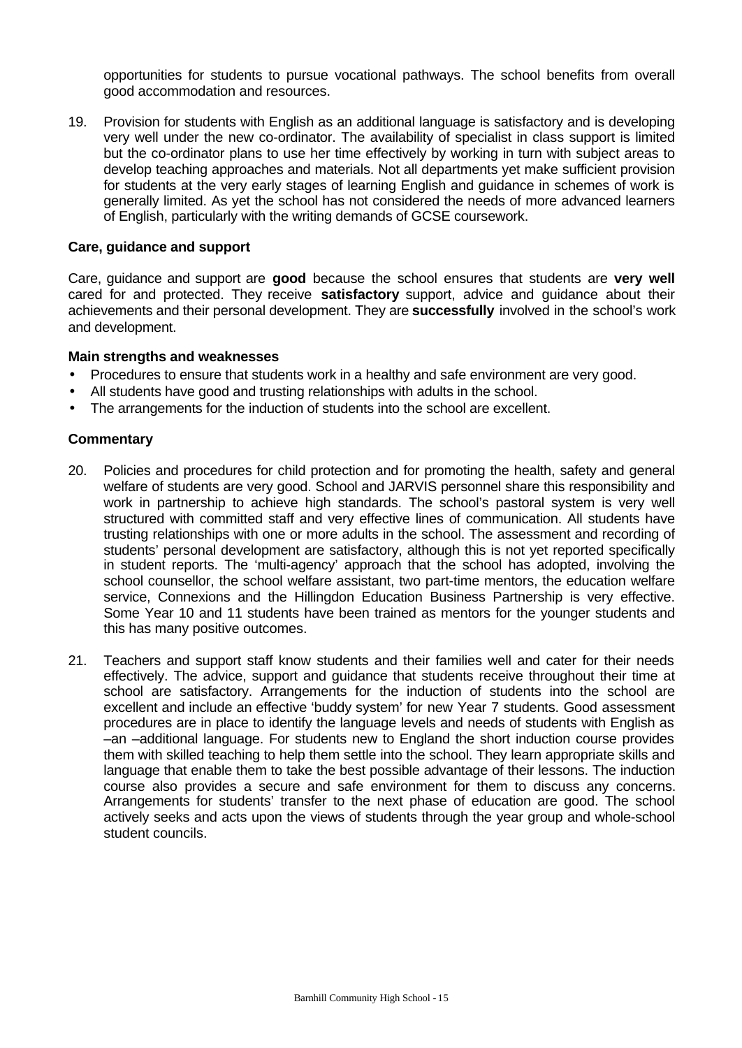opportunities for students to pursue vocational pathways. The school benefits from overall good accommodation and resources.

19. Provision for students with English as an additional language is satisfactory and is developing very well under the new co-ordinator. The availability of specialist in class support is limited but the co-ordinator plans to use her time effectively by working in turn with subject areas to develop teaching approaches and materials. Not all departments yet make sufficient provision for students at the very early stages of learning English and guidance in schemes of work is generally limited. As yet the school has not considered the needs of more advanced learners of English, particularly with the writing demands of GCSE coursework.

### Care, guidance and support

Care, guidance and support are **good** because the school ensures that students are **very well** cared for and protected. They receive **satisfactory** support, advice and guidance about their achievements and their personal development. They are **successfully** involved in the school's work and development.

#### Main strengths and weaknesses

- Procedures to ensure that students work in a healthy and safe environment are very good.
- All students have good and trusting relationships with adults in the school.
- The arrangements for the induction of students into the school are excellent.

#### Commentary

20. Policies and procedures for child protection and for promoting the health, safety and general welfare of students are very good. School and JARVIS personnel share this responsibility and work in partnership to achieve high standards. The school's pastoral system is very well structured with committed staff and very effective lines of communication. All students have trusting relationships with one or more adults in the school. The assessment and recording of students' personal development are satisfactory, although this is not yet reported specifically in student reports. The 'multi-agency' approach that the school has adopted, involving the school counsellor, the school welfare assistant, two part-time mentors, the education welfare service, Connexions and the Hillingdon Education Business Partnership is very effective. Some Year 10 and 11 students have been trained as mentors for the younger students and this has many positive outcomes.

21. Teachers and support staff know students and their families well and cater for their needs effectively. The advice, support and guidance that students receive throughout their time at school are satisfactory. Arrangements for the induction of students into the school are excellent and include an effective 'buddy system' for new Year 7 students. Good assessment procedures are in place to identify the language levels and needs of students with English as –an –additional language. For students new to England the short induction course provides them with skilled teaching to help them settle into the school. They learn appropriate skills and language that enable them to take the best possible advantage of their lessons. The induction course also provides a secure and safe environment for them to discuss any concerns. Arrangements for students' transfer to the next phase of education are good. The school actively seeks and acts upon the views of students through the year group and whole-school student councils.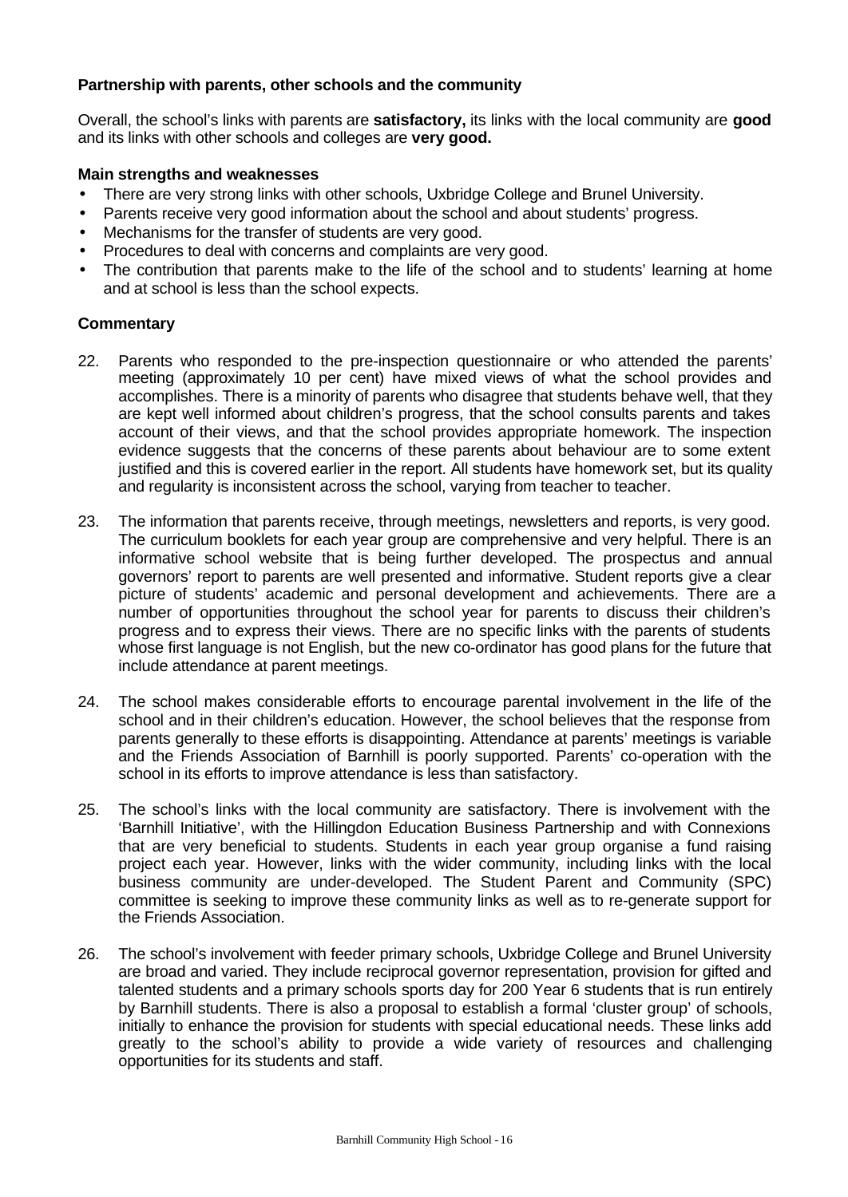### Partnership with parents, other schools and the community

Overall, the school's links with parents are **satisfactory,** its links with the local community are **good** and its links with other schools and colleges are **very good.**

#### Main strengths and weaknesses

- There are very strong links with other schools, Uxbridge College and Brunel University.
- Parents receive very good information about the school and about students' progress.
- Mechanisms for the transfer of students are very good.
- Procedures to deal with concerns and complaints are very good.
- The contribution that parents make to the life of the school and to students' learning at home and at school is less than the school expects.

#### Commentary

22. Parents who responded to the pre-inspection questionnaire or who attended the parents' meeting (approximately 10 per cent) have mixed views of what the school provides and accomplishes. There is a minority of parents who disagree that students behave well, that they are kept well informed about children's progress, that the school consults parents and takes account of their views, and that the school provides appropriate homework. The inspection evidence suggests that the concerns of these parents about behaviour are to some extent justified and this is covered earlier in the report. All students have homework set, but its quality and regularity is inconsistent across the school, varying from teacher to teacher.

23. The information that parents receive, through meetings, newsletters and reports, is very good. The curriculum booklets for each year group are comprehensive and very helpful. There is an informative school website that is being further developed. The prospectus and annual governors' report to parents are well presented and informative. Student reports give a clear picture of students' academic and personal development and achievements. There are a number of opportunities throughout the school year for parents to discuss their children's progress and to express their views. There are no specific links with the parents of students whose first language is not English, but the new co-ordinator has good plans for the future that include attendance at parent meetings.

24. The school makes considerable efforts to encourage parental involvement in the life of the school and in their children's education. However, the school believes that the response from parents generally to these efforts is disappointing. Attendance at parents' meetings is variable and the Friends Association of Barnhill is poorly supported. Parents' co-operation with the school in its efforts to improve attendance is less than satisfactory.

25. The school's links with the local community are satisfactory. There is involvement with the 'Barnhill Initiative', with the Hillingdon Education Business Partnership and with Connexions that are very beneficial to students. Students in each year group organise a fund raising project each year. However, links with the wider community, including links with the local business community are under-developed. The Student Parent and Community (SPC) committee is seeking to improve these community links as well as to re-generate support for the Friends Association.

26. The school's involvement with feeder primary schools, Uxbridge College and Brunel University are broad and varied. They include reciprocal governor representation, provision for gifted and talented students and a primary schools sports day for 200 Year 6 students that is run entirely by Barnhill students. There is also a proposal to establish a formal 'cluster group' of schools, initially to enhance the provision for students with special educational needs. These links add greatly to the school's ability to provide a wide variety of resources and challenging opportunities for its students and staff.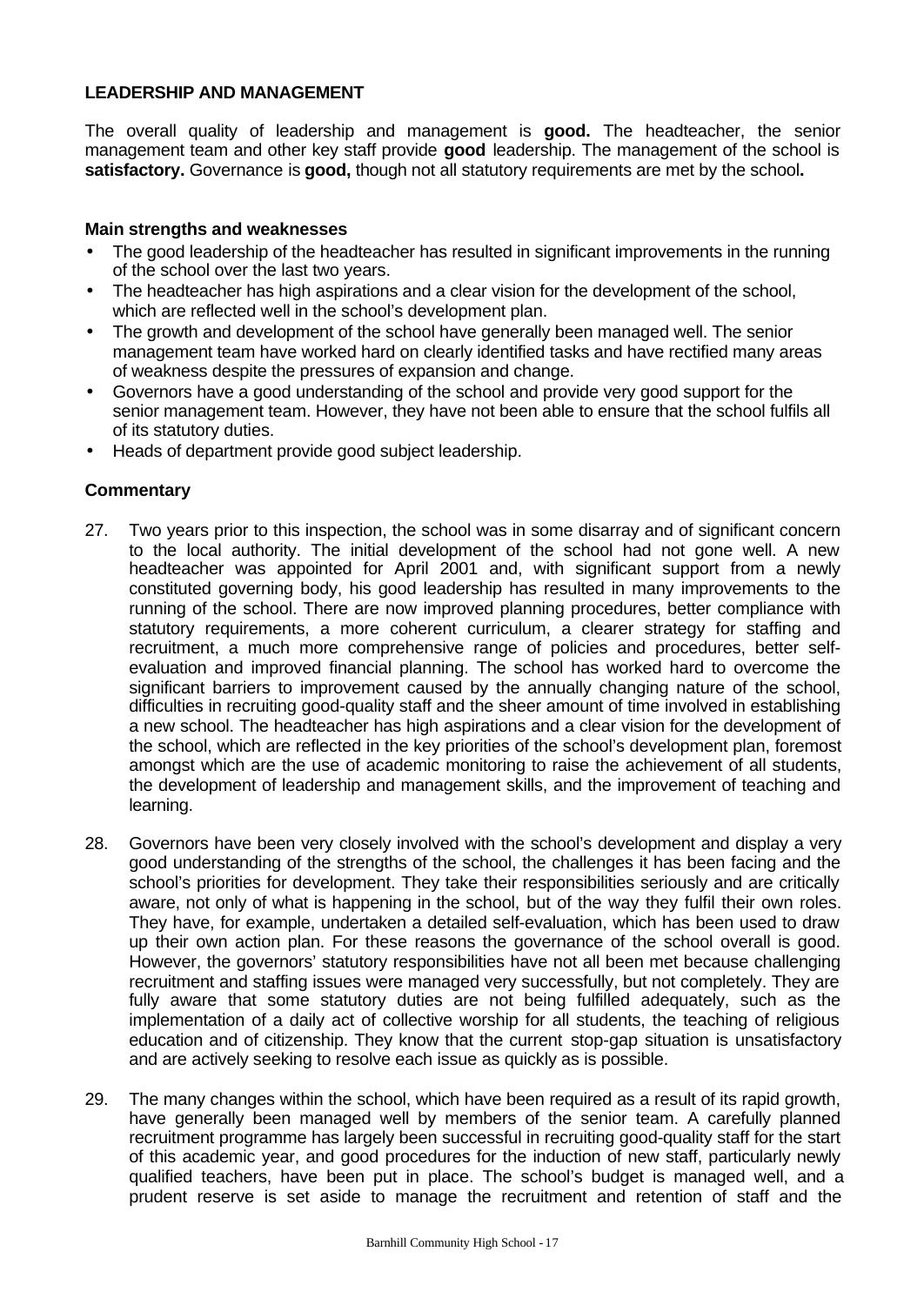**LEADERSHIP AND MANAGEMENT**

The overall quality of leadership and management is **good.** The headteacher, the senior management team and other key staff provide **good** leadership. The management of the school is **satisfactory.** Governance is **good,** though not all statutory requirements are met by the school**.**

**Main strengths and weaknesses**

- The good leadership of the headteacher has resulted in significant improvements in the running of the school over the last two years.
- The headteacher has high aspirations and a clear vision for the development of the school, which are reflected well in the school's development plan.
- The growth and development of the school have generally been managed well. The senior management team have worked hard on clearly identified tasks and have rectified many areas of weakness despite the pressures of expansion and change.
- Governors have a good understanding of the school and provide very good support for the senior management team. However, they have not been able to ensure that the school fulfils all of its statutory duties.
- Heads of department provide good subject leadership.

**Commentary**

27. Two years prior to this inspection, the school was in some disarray and of significant concern to the local authority. The initial development of the school had not gone well. A new headteacher was appointed for April 2001 and, with significant support from a newly constituted governing body, his good leadership has resulted in many improvements to the running of the school. There are now improved planning procedures, better compliance with statutory requirements, a more coherent curriculum, a clearer strategy for staffing and recruitment, a much more comprehensive range of policies and procedures, better self-evaluation and improved financial planning. The school has worked hard to overcome the significant barriers to improvement caused by the annually changing nature of the school, difficulties in recruiting good-quality staff and the sheer amount of time involved in establishing a new school. The headteacher has high aspirations and a clear vision for the development of the school, which are reflected in the key priorities of the school's development plan, foremost amongst which are the use of academic monitoring to raise the achievement of all students, the development of leadership and management skills, and the improvement of teaching and learning.

28. Governors have been very closely involved with the school's development and display a very good understanding of the strengths of the school, the challenges it has been facing and the school's priorities for development. They take their responsibilities seriously and are critically aware, not only of what is happening in the school, but of the way they fulfil their own roles. They have, for example, undertaken a detailed self-evaluation, which has been used to draw up their own action plan. For these reasons the governance of the school overall is good. However, the governors' statutory responsibilities have not all been met because challenging recruitment and staffing issues were managed very successfully, but not completely. They are fully aware that some statutory duties are not being fulfilled adequately, such as the implementation of a daily act of collective worship for all students, the teaching of religious education and of citizenship. They know that the current stop-gap situation is unsatisfactory and are actively seeking to resolve each issue as quickly as is possible.

29. The many changes within the school, which have been required as a result of its rapid growth, have generally been managed well by members of the senior team. A carefully planned recruitment programme has largely been successful in recruiting good-quality staff for the start of this academic year, and good procedures for the induction of new staff, particularly newly qualified teachers, have been put in place. The school's budget is managed well, and a prudent reserve is set aside to manage the recruitment and retention of staff and the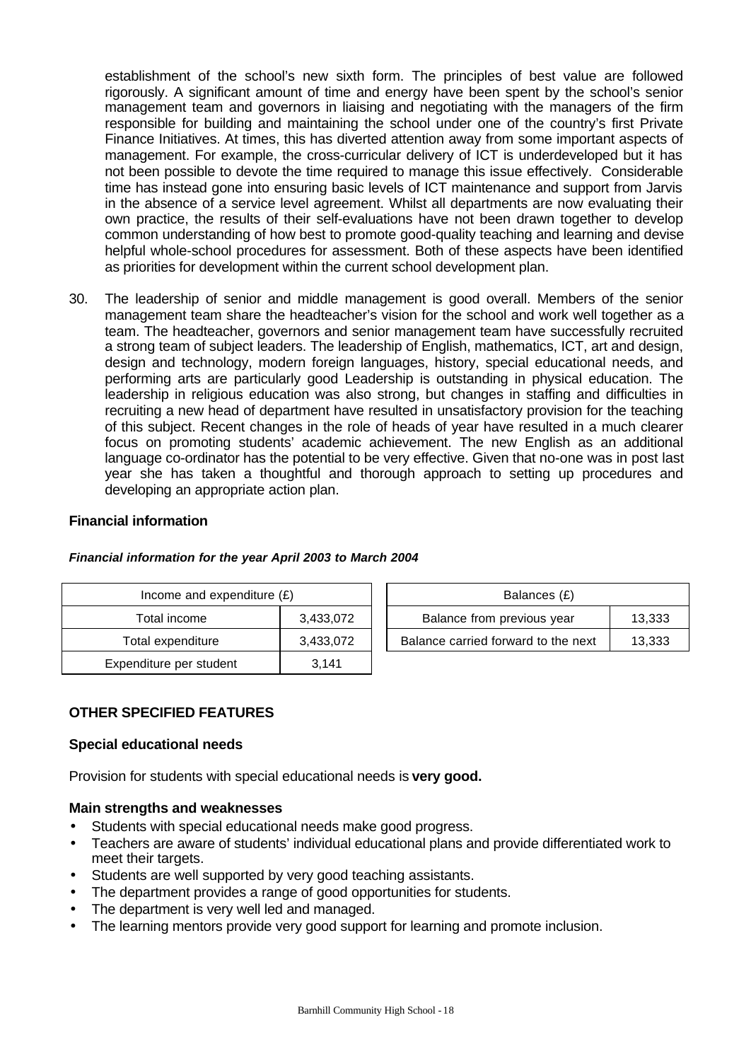establishment of the school's new sixth form. The principles of best value are followed rigorously. A significant amount of time and energy have been spent by the school's senior management team and governors in liaising and negotiating with the managers of the firm responsible for building and maintaining the school under one of the country's first Private Finance Initiatives. At times, this has diverted attention away from some important aspects of management. For example, the cross-curricular delivery of ICT is underdeveloped but it has not been possible to devote the time required to manage this issue effectively. Considerable time has instead gone into ensuring basic levels of ICT maintenance and support from Jarvis in the absence of a service level agreement. Whilst all departments are now evaluating their own practice, the results of their self-evaluations have not been drawn together to develop common understanding of how best to promote good-quality teaching and learning and devise helpful whole-school procedures for assessment. Both of these aspects have been identified as priorities for development within the current school development plan.

30. The leadership of senior and middle management is good overall. Members of the senior management team share the headteacher's vision for the school and work well together as a team. The headteacher, governors and senior management team have successfully recruited a strong team of subject leaders. The leadership of English, mathematics, ICT, art and design, design and technology, modern foreign languages, history, special educational needs, and performing arts are particularly good Leadership is outstanding in physical education. The leadership in religious education was also strong, but changes in staffing and difficulties in recruiting a new head of department have resulted in unsatisfactory provision for the teaching of this subject. Recent changes in the role of heads of year have resulted in a much clearer focus on promoting students' academic achievement. The new English as an additional language co-ordinator has the potential to be very effective. Given that no-one was in post last year she has taken a thoughtful and thorough approach to setting up procedures and developing an appropriate action plan.

### Financial information

***Financial information for the year April 2003 to March 2004***

| Income and expenditure (£) | |
|---|---|
| Total income | 3,433,072 |
| Total expenditure | 3,433,072 |
| Expenditure per student | 3,141 |

| Balances (£) | |
|---|---|
| Balance from previous year | 13,333 |
| Balance carried forward to the next | 13,333 |

## OTHER SPECIFIED FEATURES

### Special educational needs

Provision for students with special educational needs is **very good.**

### Main strengths and weaknesses

- Students with special educational needs make good progress.
- Teachers are aware of students' individual educational plans and provide differentiated work to meet their targets.
- Students are well supported by very good teaching assistants.
- The department provides a range of good opportunities for students.
- The department is very well led and managed.
- The learning mentors provide very good support for learning and promote inclusion.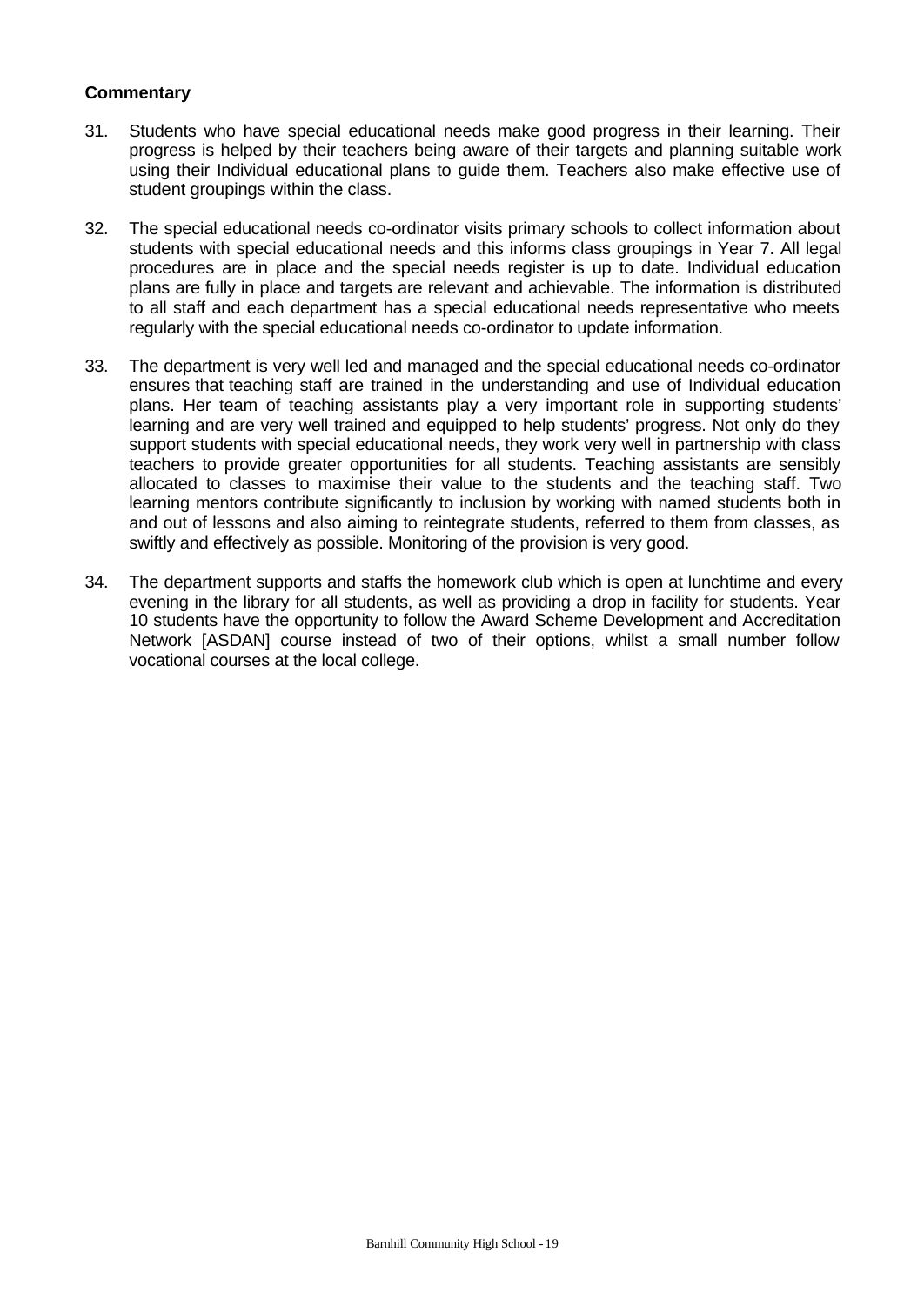**Commentary**

31. Students who have special educational needs make good progress in their learning. Their progress is helped by their teachers being aware of their targets and planning suitable work using their Individual educational plans to guide them. Teachers also make effective use of student groupings within the class.

32. The special educational needs co-ordinator visits primary schools to collect information about students with special educational needs and this informs class groupings in Year 7. All legal procedures are in place and the special needs register is up to date. Individual education plans are fully in place and targets are relevant and achievable. The information is distributed to all staff and each department has a special educational needs representative who meets regularly with the special educational needs co-ordinator to update information.

33. The department is very well led and managed and the special educational needs co-ordinator ensures that teaching staff are trained in the understanding and use of Individual education plans. Her team of teaching assistants play a very important role in supporting students' learning and are very well trained and equipped to help students' progress. Not only do they support students with special educational needs, they work very well in partnership with class teachers to provide greater opportunities for all students. Teaching assistants are sensibly allocated to classes to maximise their value to the students and the teaching staff. Two learning mentors contribute significantly to inclusion by working with named students both in and out of lessons and also aiming to reintegrate students, referred to them from classes, as swiftly and effectively as possible. Monitoring of the provision is very good.

34. The department supports and staffs the homework club which is open at lunchtime and every evening in the library for all students, as well as providing a drop in facility for students. Year 10 students have the opportunity to follow the Award Scheme Development and Accreditation Network [ASDAN] course instead of two of their options, whilst a small number follow vocational courses at the local college.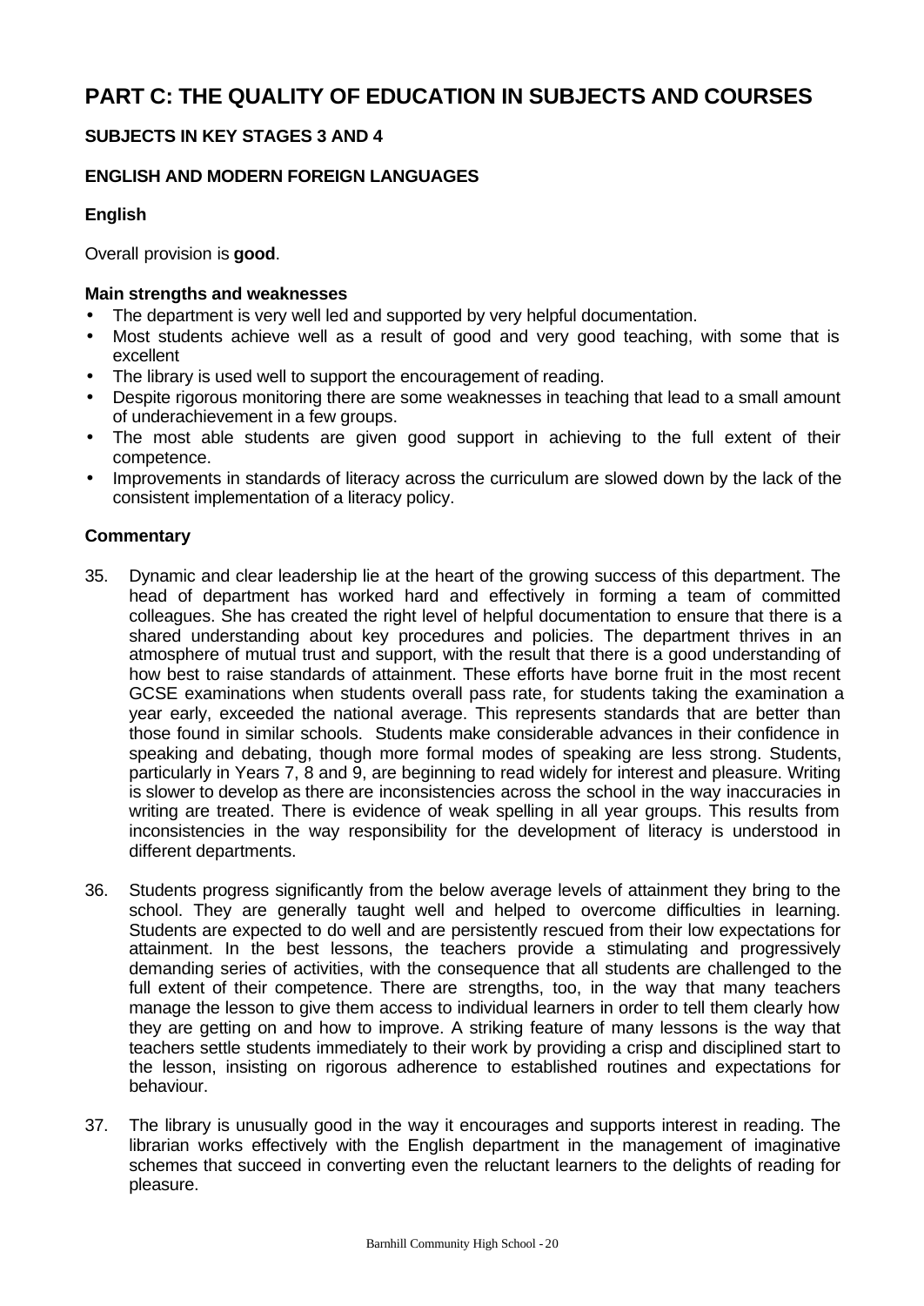# PART C: THE QUALITY OF EDUCATION IN SUBJECTS AND COURSES

## SUBJECTS IN KEY STAGES 3 AND 4

### ENGLISH AND MODERN FOREIGN LANGUAGES

#### English

Overall provision is **good**.

**Main strengths and weaknesses**

- The department is very well led and supported by very helpful documentation.
- Most students achieve well as a result of good and very good teaching, with some that is excellent
- The library is used well to support the encouragement of reading.
- Despite rigorous monitoring there are some weaknesses in teaching that lead to a small amount of underachievement in a few groups.
- The most able students are given good support in achieving to the full extent of their competence.
- Improvements in standards of literacy across the curriculum are slowed down by the lack of the consistent implementation of a literacy policy.

**Commentary**

35. Dynamic and clear leadership lie at the heart of the growing success of this department. The head of department has worked hard and effectively in forming a team of committed colleagues. She has created the right level of helpful documentation to ensure that there is a shared understanding about key procedures and policies. The department thrives in an atmosphere of mutual trust and support, with the result that there is a good understanding of how best to raise standards of attainment. These efforts have borne fruit in the most recent GCSE examinations when students overall pass rate, for students taking the examination a year early, exceeded the national average. This represents standards that are better than those found in similar schools. Students make considerable advances in their confidence in speaking and debating, though more formal modes of speaking are less strong. Students, particularly in Years 7, 8 and 9, are beginning to read widely for interest and pleasure. Writing is slower to develop as there are inconsistencies across the school in the way inaccuracies in writing are treated. There is evidence of weak spelling in all year groups. This results from inconsistencies in the way responsibility for the development of literacy is understood in different departments.

36. Students progress significantly from the below average levels of attainment they bring to the school. They are generally taught well and helped to overcome difficulties in learning. Students are expected to do well and are persistently rescued from their low expectations for attainment. In the best lessons, the teachers provide a stimulating and progressively demanding series of activities, with the consequence that all students are challenged to the full extent of their competence. There are strengths, too, in the way that many teachers manage the lesson to give them access to individual learners in order to tell them clearly how they are getting on and how to improve. A striking feature of many lessons is the way that teachers settle students immediately to their work by providing a crisp and disciplined start to the lesson, insisting on rigorous adherence to established routines and expectations for behaviour.

37. The library is unusually good in the way it encourages and supports interest in reading. The librarian works effectively with the English department in the management of imaginative schemes that succeed in converting even the reluctant learners to the delights of reading for pleasure.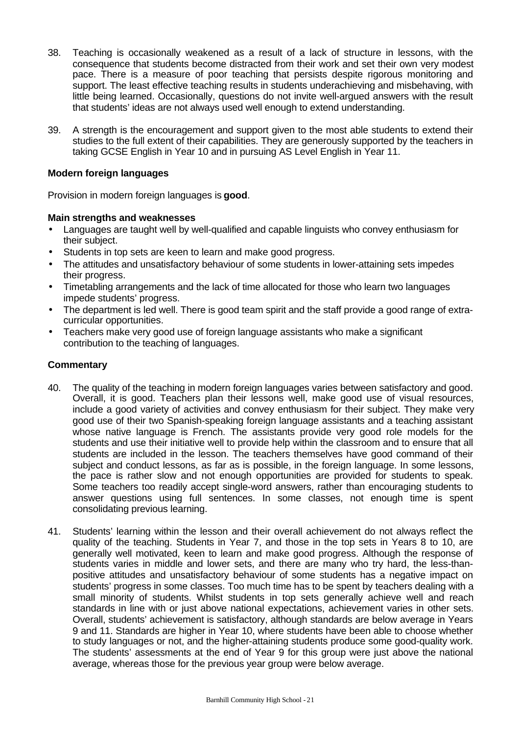38. Teaching is occasionally weakened as a result of a lack of structure in lessons, with the consequence that students become distracted from their work and set their own very modest pace. There is a measure of poor teaching that persists despite rigorous monitoring and support. The least effective teaching results in students underachieving and misbehaving, with little being learned. Occasionally, questions do not invite well-argued answers with the result that students' ideas are not always used well enough to extend understanding.

39. A strength is the encouragement and support given to the most able students to extend their studies to the full extent of their capabilities. They are generously supported by the teachers in taking GCSE English in Year 10 and in pursuing AS Level English in Year 11.

### Modern foreign languages

Provision in modern foreign languages is **good**.

#### Main strengths and weaknesses

- Languages are taught well by well-qualified and capable linguists who convey enthusiasm for their subject.
- Students in top sets are keen to learn and make good progress.
- The attitudes and unsatisfactory behaviour of some students in lower-attaining sets impedes their progress.
- Timetabling arrangements and the lack of time allocated for those who learn two languages impede students' progress.
- The department is led well. There is good team spirit and the staff provide a good range of extra-curricular opportunities.
- Teachers make very good use of foreign language assistants who make a significant contribution to the teaching of languages.

#### Commentary

40. The quality of the teaching in modern foreign languages varies between satisfactory and good. Overall, it is good. Teachers plan their lessons well, make good use of visual resources, include a good variety of activities and convey enthusiasm for their subject. They make very good use of their two Spanish-speaking foreign language assistants and a teaching assistant whose native language is French. The assistants provide very good role models for the students and use their initiative well to provide help within the classroom and to ensure that all students are included in the lesson. The teachers themselves have good command of their subject and conduct lessons, as far as is possible, in the foreign language. In some lessons, the pace is rather slow and not enough opportunities are provided for students to speak. Some teachers too readily accept single-word answers, rather than encouraging students to answer questions using full sentences. In some classes, not enough time is spent consolidating previous learning.

41. Students' learning within the lesson and their overall achievement do not always reflect the quality of the teaching. Students in Year 7, and those in the top sets in Years 8 to 10, are generally well motivated, keen to learn and make good progress. Although the response of students varies in middle and lower sets, and there are many who try hard, the less-than-positive attitudes and unsatisfactory behaviour of some students has a negative impact on students' progress in some classes. Too much time has to be spent by teachers dealing with a small minority of students. Whilst students in top sets generally achieve well and reach standards in line with or just above national expectations, achievement varies in other sets. Overall, students' achievement is satisfactory, although standards are below average in Years 9 and 11. Standards are higher in Year 10, where students have been able to choose whether to study languages or not, and the higher-attaining students produce some good-quality work. The students' assessments at the end of Year 9 for this group were just above the national average, whereas those for the previous year group were below average.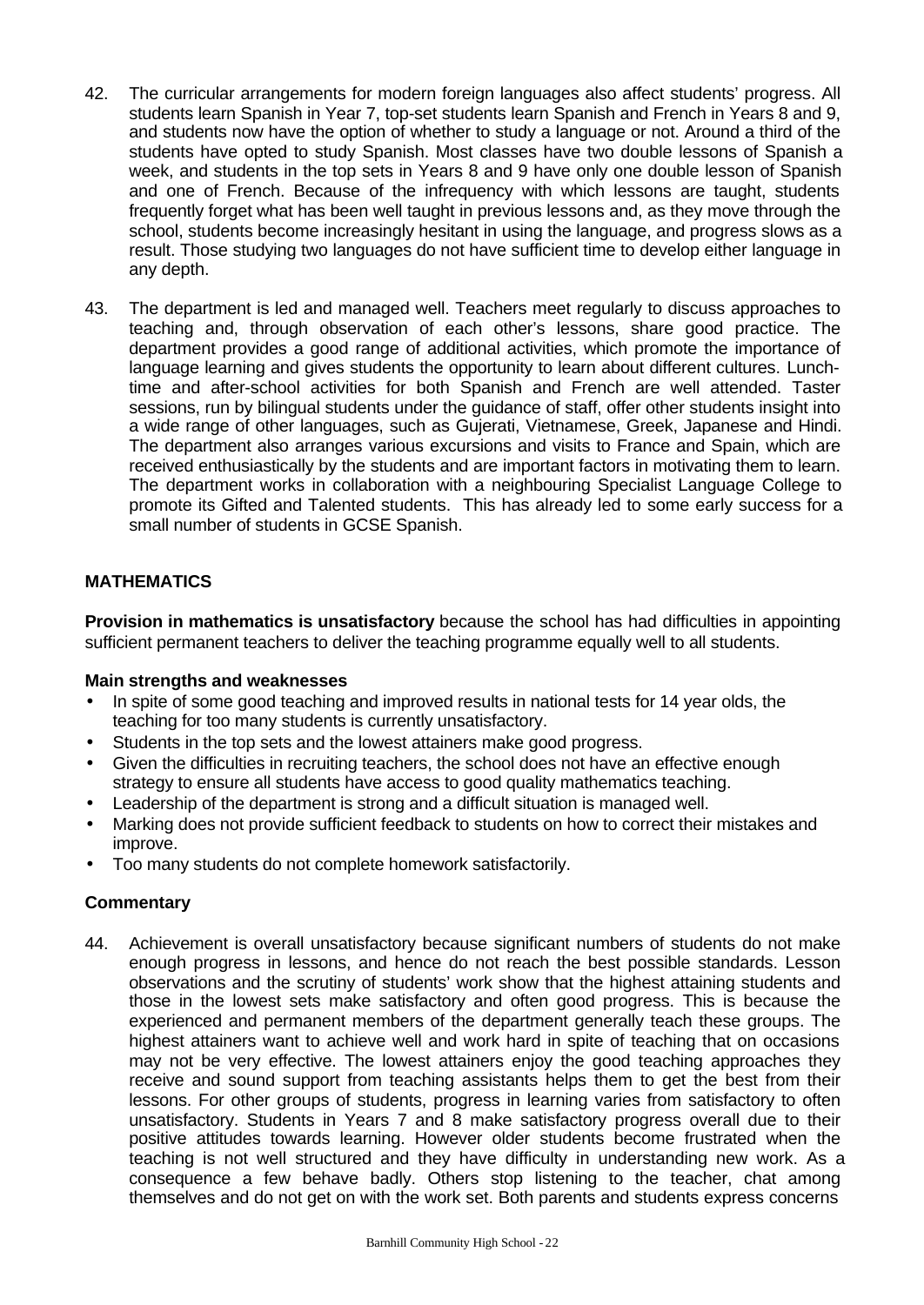42. The curricular arrangements for modern foreign languages also affect students' progress. All students learn Spanish in Year 7, top-set students learn Spanish and French in Years 8 and 9, and students now have the option of whether to study a language or not. Around a third of the students have opted to study Spanish. Most classes have two double lessons of Spanish a week, and students in the top sets in Years 8 and 9 have only one double lesson of Spanish and one of French. Because of the infrequency with which lessons are taught, students frequently forget what has been well taught in previous lessons and, as they move through the school, students become increasingly hesitant in using the language, and progress slows as a result. Those studying two languages do not have sufficient time to develop either language in any depth.

43. The department is led and managed well. Teachers meet regularly to discuss approaches to teaching and, through observation of each other's lessons, share good practice. The department provides a good range of additional activities, which promote the importance of language learning and gives students the opportunity to learn about different cultures. Lunch-time and after-school activities for both Spanish and French are well attended. Taster sessions, run by bilingual students under the guidance of staff, offer other students insight into a wide range of other languages, such as Gujerati, Vietnamese, Greek, Japanese and Hindi. The department also arranges various excursions and visits to France and Spain, which are received enthusiastically by the students and are important factors in motivating them to learn. The department works in collaboration with a neighbouring Specialist Language College to promote its Gifted and Talented students. This has already led to some early success for a small number of students in GCSE Spanish.

## MATHEMATICS

**Provision in mathematics is unsatisfactory** because the school has had difficulties in appointing sufficient permanent teachers to deliver the teaching programme equally well to all students.

### Main strengths and weaknesses

- In spite of some good teaching and improved results in national tests for 14 year olds, the teaching for too many students is currently unsatisfactory.
- Students in the top sets and the lowest attainers make good progress.
- Given the difficulties in recruiting teachers, the school does not have an effective enough strategy to ensure all students have access to good quality mathematics teaching.
- Leadership of the department is strong and a difficult situation is managed well.
- Marking does not provide sufficient feedback to students on how to correct their mistakes and improve.
- Too many students do not complete homework satisfactorily.

### Commentary

44. Achievement is overall unsatisfactory because significant numbers of students do not make enough progress in lessons, and hence do not reach the best possible standards. Lesson observations and the scrutiny of students' work show that the highest attaining students and those in the lowest sets make satisfactory and often good progress. This is because the experienced and permanent members of the department generally teach these groups. The highest attainers want to achieve well and work hard in spite of teaching that on occasions may not be very effective. The lowest attainers enjoy the good teaching approaches they receive and sound support from teaching assistants helps them to get the best from their lessons. For other groups of students, progress in learning varies from satisfactory to often unsatisfactory. Students in Years 7 and 8 make satisfactory progress overall due to their positive attitudes towards learning. However older students become frustrated when the teaching is not well structured and they have difficulty in understanding new work. As a consequence a few behave badly. Others stop listening to the teacher, chat among themselves and do not get on with the work set. Both parents and students express concerns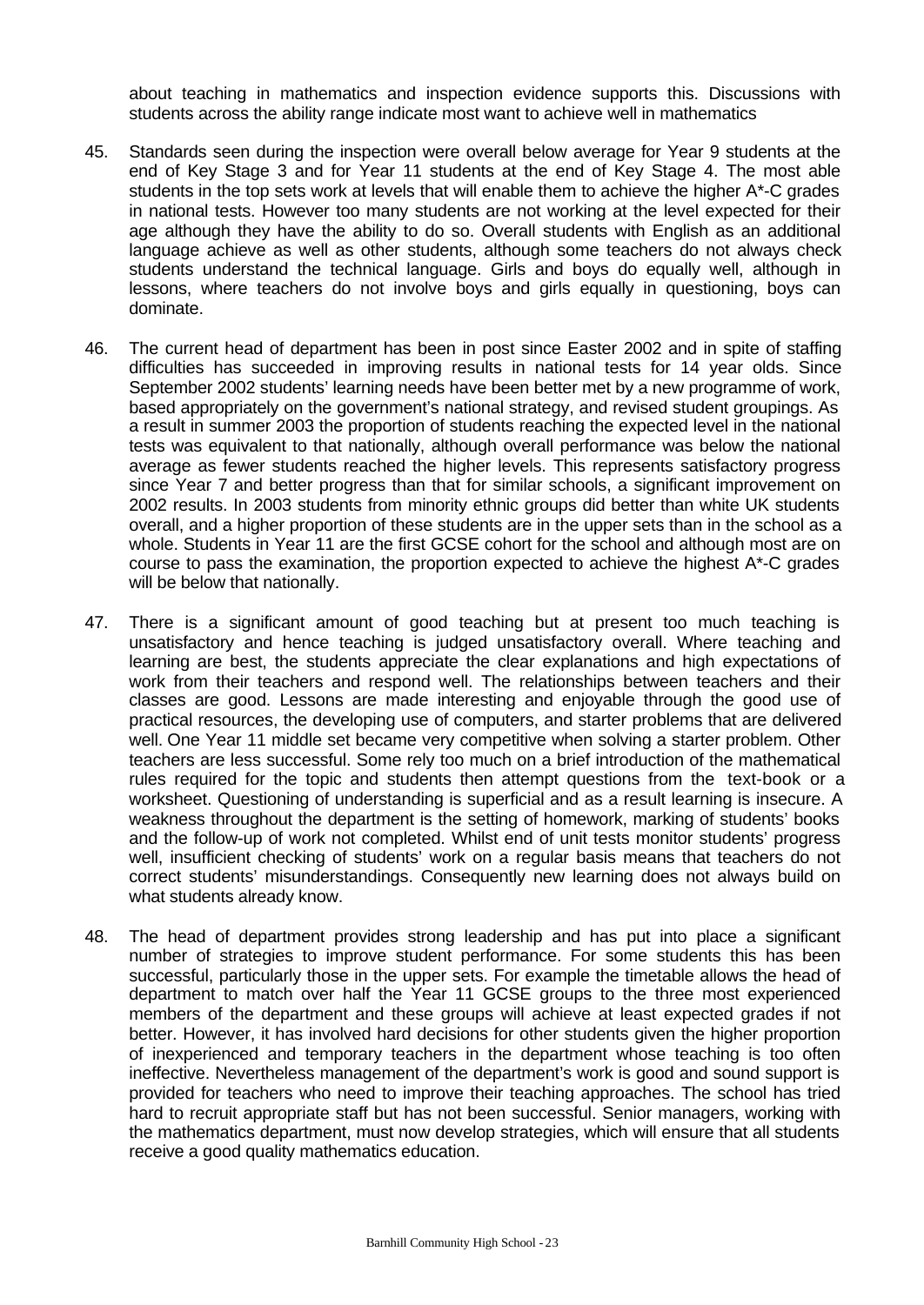about teaching in mathematics and inspection evidence supports this. Discussions with students across the ability range indicate most want to achieve well in mathematics

45. Standards seen during the inspection were overall below average for Year 9 students at the end of Key Stage 3 and for Year 11 students at the end of Key Stage 4. The most able students in the top sets work at levels that will enable them to achieve the higher A*-C grades in national tests. However too many students are not working at the level expected for their age although they have the ability to do so. Overall students with English as an additional language achieve as well as other students, although some teachers do not always check students understand the technical language. Girls and boys do equally well, although in lessons, where teachers do not involve boys and girls equally in questioning, boys can dominate.

46. The current head of department has been in post since Easter 2002 and in spite of staffing difficulties has succeeded in improving results in national tests for 14 year olds. Since September 2002 students' learning needs have been better met by a new programme of work, based appropriately on the government's national strategy, and revised student groupings. As a result in summer 2003 the proportion of students reaching the expected level in the national tests was equivalent to that nationally, although overall performance was below the national average as fewer students reached the higher levels. This represents satisfactory progress since Year 7 and better progress than that for similar schools, a significant improvement on 2002 results. In 2003 students from minority ethnic groups did better than white UK students overall, and a higher proportion of these students are in the upper sets than in the school as a whole. Students in Year 11 are the first GCSE cohort for the school and although most are on course to pass the examination, the proportion expected to achieve the highest A*-C grades will be below that nationally.

47. There is a significant amount of good teaching but at present too much teaching is unsatisfactory and hence teaching is judged unsatisfactory overall. Where teaching and learning are best, the students appreciate the clear explanations and high expectations of work from their teachers and respond well. The relationships between teachers and their classes are good. Lessons are made interesting and enjoyable through the good use of practical resources, the developing use of computers, and starter problems that are delivered well. One Year 11 middle set became very competitive when solving a starter problem. Other teachers are less successful. Some rely too much on a brief introduction of the mathematical rules required for the topic and students then attempt questions from the text-book or a worksheet. Questioning of understanding is superficial and as a result learning is insecure. A weakness throughout the department is the setting of homework, marking of students' books and the follow-up of work not completed. Whilst end of unit tests monitor students' progress well, insufficient checking of students' work on a regular basis means that teachers do not correct students' misunderstandings. Consequently new learning does not always build on what students already know.

48. The head of department provides strong leadership and has put into place a significant number of strategies to improve student performance. For some students this has been successful, particularly those in the upper sets. For example the timetable allows the head of department to match over half the Year 11 GCSE groups to the three most experienced members of the department and these groups will achieve at least expected grades if not better. However, it has involved hard decisions for other students given the higher proportion of inexperienced and temporary teachers in the department whose teaching is too often ineffective. Nevertheless management of the department's work is good and sound support is provided for teachers who need to improve their teaching approaches. The school has tried hard to recruit appropriate staff but has not been successful. Senior managers, working with the mathematics department, must now develop strategies, which will ensure that all students receive a good quality mathematics education.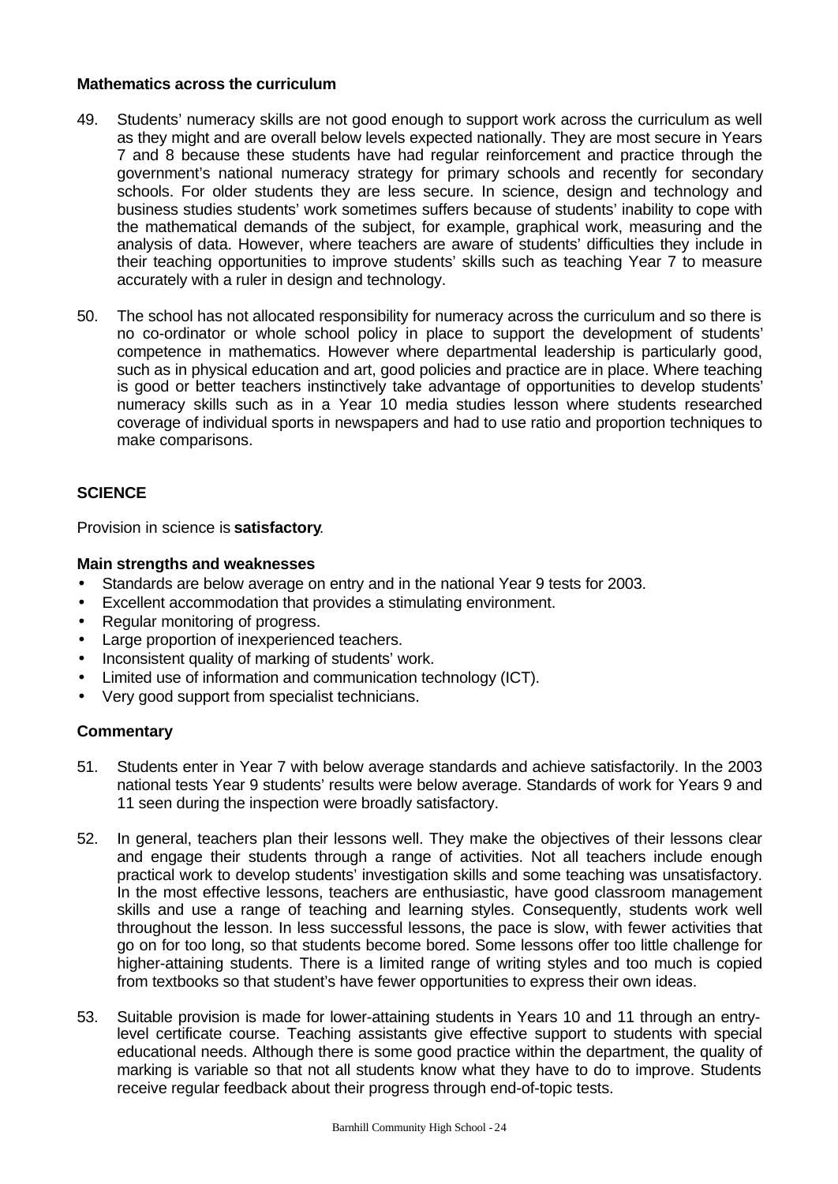**Mathematics across the curriculum**

49. Students' numeracy skills are not good enough to support work across the curriculum as well as they might and are overall below levels expected nationally. They are most secure in Years 7 and 8 because these students have had regular reinforcement and practice through the government's national numeracy strategy for primary schools and recently for secondary schools. For older students they are less secure. In science, design and technology and business studies students' work sometimes suffers because of students' inability to cope with the mathematical demands of the subject, for example, graphical work, measuring and the analysis of data. However, where teachers are aware of students' difficulties they include in their teaching opportunities to improve students' skills such as teaching Year 7 to measure accurately with a ruler in design and technology.

50. The school has not allocated responsibility for numeracy across the curriculum and so there is no co-ordinator or whole school policy in place to support the development of students' competence in mathematics. However where departmental leadership is particularly good, such as in physical education and art, good policies and practice are in place. Where teaching is good or better teachers instinctively take advantage of opportunities to develop students' numeracy skills such as in a Year 10 media studies lesson where students researched coverage of individual sports in newspapers and had to use ratio and proportion techniques to make comparisons.

## SCIENCE

Provision in science is **satisfactory**.

**Main strengths and weaknesses**

- Standards are below average on entry and in the national Year 9 tests for 2003.
- Excellent accommodation that provides a stimulating environment.
- Regular monitoring of progress.
- Large proportion of inexperienced teachers.
- Inconsistent quality of marking of students' work.
- Limited use of information and communication technology (ICT).
- Very good support from specialist technicians.

**Commentary**

51. Students enter in Year 7 with below average standards and achieve satisfactorily. In the 2003 national tests Year 9 students' results were below average. Standards of work for Years 9 and 11 seen during the inspection were broadly satisfactory.

52. In general, teachers plan their lessons well. They make the objectives of their lessons clear and engage their students through a range of activities. Not all teachers include enough practical work to develop students' investigation skills and some teaching was unsatisfactory. In the most effective lessons, teachers are enthusiastic, have good classroom management skills and use a range of teaching and learning styles. Consequently, students work well throughout the lesson. In less successful lessons, the pace is slow, with fewer activities that go on for too long, so that students become bored. Some lessons offer too little challenge for higher-attaining students. There is a limited range of writing styles and too much is copied from textbooks so that student's have fewer opportunities to express their own ideas.

53. Suitable provision is made for lower-attaining students in Years 10 and 11 through an entry-level certificate course. Teaching assistants give effective support to students with special educational needs. Although there is some good practice within the department, the quality of marking is variable so that not all students know what they have to do to improve. Students receive regular feedback about their progress through end-of-topic tests.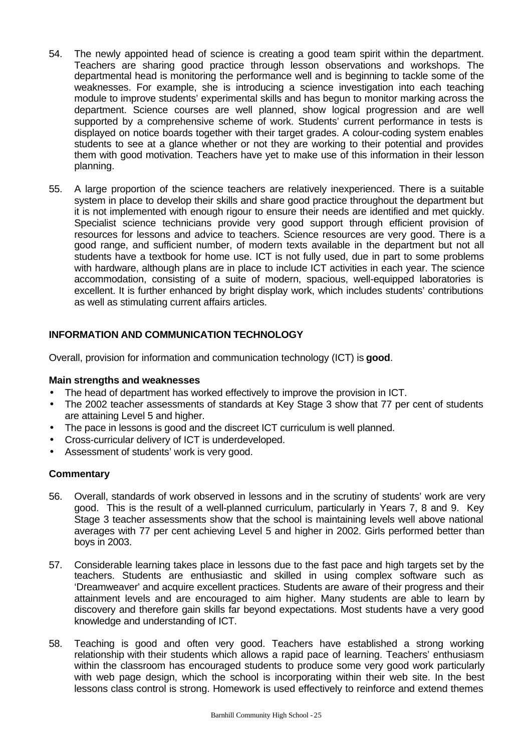54. The newly appointed head of science is creating a good team spirit within the department. Teachers are sharing good practice through lesson observations and workshops. The departmental head is monitoring the performance well and is beginning to tackle some of the weaknesses. For example, she is introducing a science investigation into each teaching module to improve students' experimental skills and has begun to monitor marking across the department. Science courses are well planned, show logical progression and are well supported by a comprehensive scheme of work. Students' current performance in tests is displayed on notice boards together with their target grades. A colour-coding system enables students to see at a glance whether or not they are working to their potential and provides them with good motivation. Teachers have yet to make use of this information in their lesson planning.

55. A large proportion of the science teachers are relatively inexperienced. There is a suitable system in place to develop their skills and share good practice throughout the department but it is not implemented with enough rigour to ensure their needs are identified and met quickly. Specialist science technicians provide very good support through efficient provision of resources for lessons and advice to teachers. Science resources are very good. There is a good range, and sufficient number, of modern texts available in the department but not all students have a textbook for home use. ICT is not fully used, due in part to some problems with hardware, although plans are in place to include ICT activities in each year. The science accommodation, consisting of a suite of modern, spacious, well-equipped laboratories is excellent. It is further enhanced by bright display work, which includes students' contributions as well as stimulating current affairs articles.

## INFORMATION AND COMMUNICATION TECHNOLOGY

Overall, provision for information and communication technology (ICT) is **good**.

### Main strengths and weaknesses

- The head of department has worked effectively to improve the provision in ICT.
- The 2002 teacher assessments of standards at Key Stage 3 show that 77 per cent of students are attaining Level 5 and higher.
- The pace in lessons is good and the discreet ICT curriculum is well planned.
- Cross-curricular delivery of ICT is underdeveloped.
- Assessment of students' work is very good.

### Commentary

56. Overall, standards of work observed in lessons and in the scrutiny of students' work are very good. This is the result of a well-planned curriculum, particularly in Years 7, 8 and 9. Key Stage 3 teacher assessments show that the school is maintaining levels well above national averages with 77 per cent achieving Level 5 and higher in 2002. Girls performed better than boys in 2003.

57. Considerable learning takes place in lessons due to the fast pace and high targets set by the teachers. Students are enthusiastic and skilled in using complex software such as 'Dreamweaver' and acquire excellent practices. Students are aware of their progress and their attainment levels and are encouraged to aim higher. Many students are able to learn by discovery and therefore gain skills far beyond expectations. Most students have a very good knowledge and understanding of ICT.

58. Teaching is good and often very good. Teachers have established a strong working relationship with their students which allows a rapid pace of learning. Teachers' enthusiasm within the classroom has encouraged students to produce some very good work particularly with web page design, which the school is incorporating within their web site. In the best lessons class control is strong. Homework is used effectively to reinforce and extend themes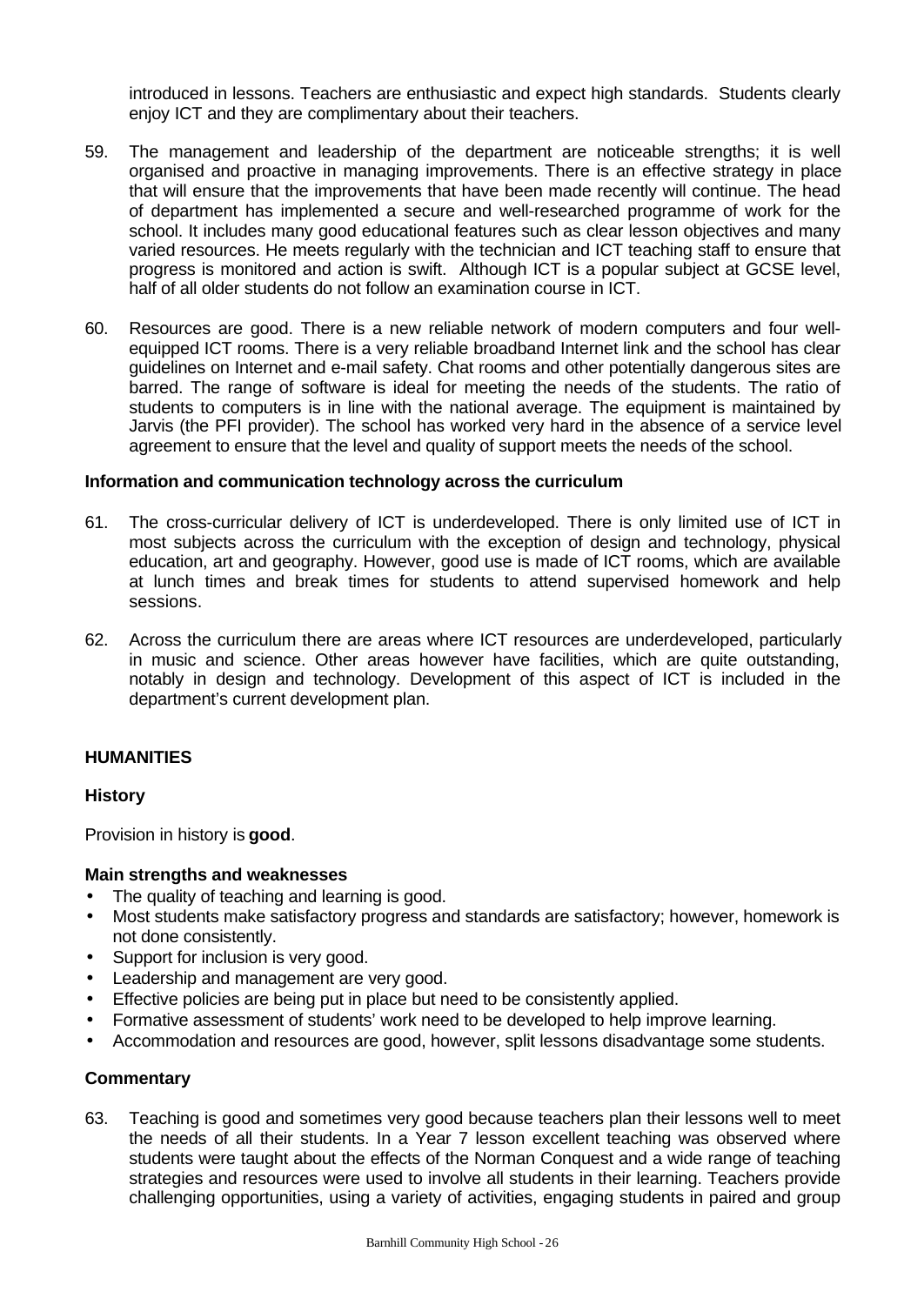introduced in lessons. Teachers are enthusiastic and expect high standards. Students clearly enjoy ICT and they are complimentary about their teachers.

59. The management and leadership of the department are noticeable strengths; it is well organised and proactive in managing improvements. There is an effective strategy in place that will ensure that the improvements that have been made recently will continue. The head of department has implemented a secure and well-researched programme of work for the school. It includes many good educational features such as clear lesson objectives and many varied resources. He meets regularly with the technician and ICT teaching staff to ensure that progress is monitored and action is swift. Although ICT is a popular subject at GCSE level, half of all older students do not follow an examination course in ICT.

60. Resources are good. There is a new reliable network of modern computers and four well-equipped ICT rooms. There is a very reliable broadband Internet link and the school has clear guidelines on Internet and e-mail safety. Chat rooms and other potentially dangerous sites are barred. The range of software is ideal for meeting the needs of the students. The ratio of students to computers is in line with the national average. The equipment is maintained by Jarvis (the PFI provider). The school has worked very hard in the absence of a service level agreement to ensure that the level and quality of support meets the needs of the school.

**Information and communication technology across the curriculum**

61. The cross-curricular delivery of ICT is underdeveloped. There is only limited use of ICT in most subjects across the curriculum with the exception of design and technology, physical education, art and geography. However, good use is made of ICT rooms, which are available at lunch times and break times for students to attend supervised homework and help sessions.

62. Across the curriculum there are areas where ICT resources are underdeveloped, particularly in music and science. Other areas however have facilities, which are quite outstanding, notably in design and technology. Development of this aspect of ICT is included in the department's current development plan.

## HUMANITIES

### History

Provision in history is **good**.

**Main strengths and weaknesses**

- The quality of teaching and learning is good.
- Most students make satisfactory progress and standards are satisfactory; however, homework is not done consistently.
- Support for inclusion is very good.
- Leadership and management are very good.
- Effective policies are being put in place but need to be consistently applied.
- Formative assessment of students' work need to be developed to help improve learning.
- Accommodation and resources are good, however, split lessons disadvantage some students.

**Commentary**

63. Teaching is good and sometimes very good because teachers plan their lessons well to meet the needs of all their students. In a Year 7 lesson excellent teaching was observed where students were taught about the effects of the Norman Conquest and a wide range of teaching strategies and resources were used to involve all students in their learning. Teachers provide challenging opportunities, using a variety of activities, engaging students in paired and group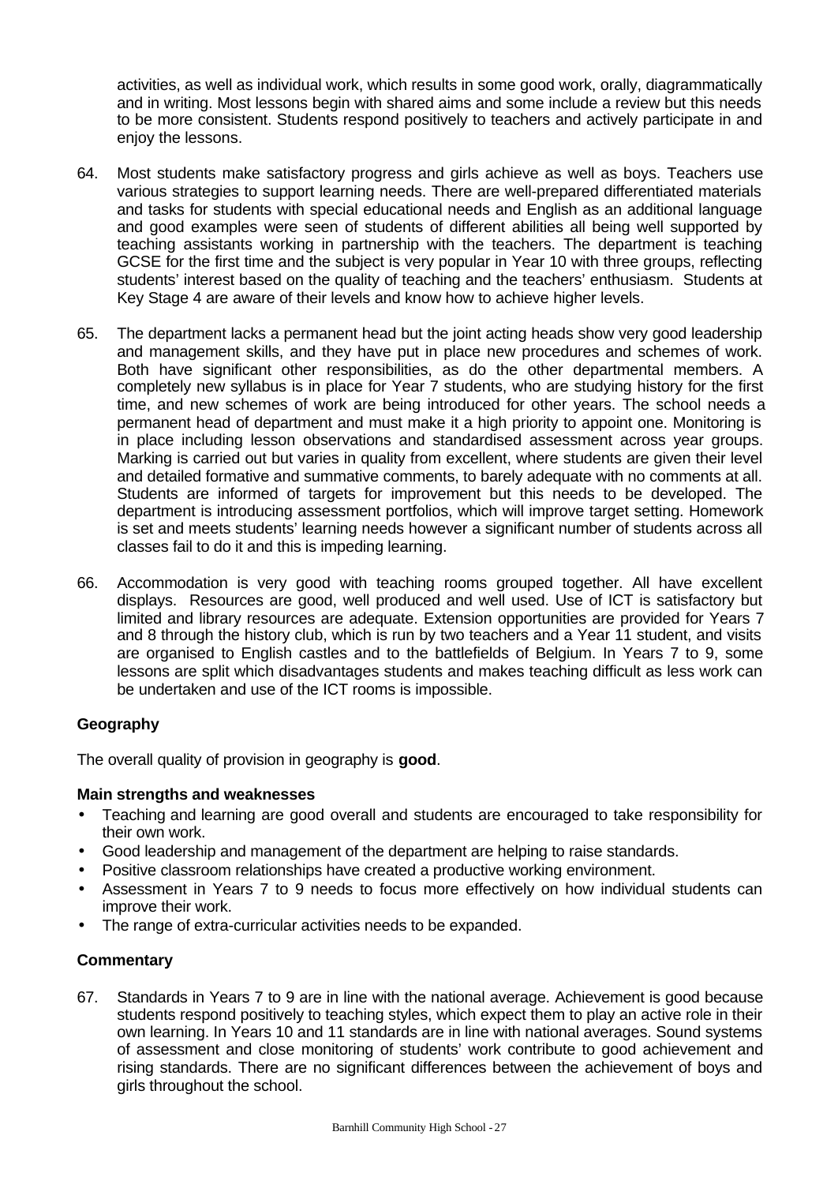activities, as well as individual work, which results in some good work, orally, diagrammatically and in writing. Most lessons begin with shared aims and some include a review but this needs to be more consistent. Students respond positively to teachers and actively participate in and enjoy the lessons.

64. Most students make satisfactory progress and girls achieve as well as boys. Teachers use various strategies to support learning needs. There are well-prepared differentiated materials and tasks for students with special educational needs and English as an additional language and good examples were seen of students of different abilities all being well supported by teaching assistants working in partnership with the teachers. The department is teaching GCSE for the first time and the subject is very popular in Year 10 with three groups, reflecting students' interest based on the quality of teaching and the teachers' enthusiasm. Students at Key Stage 4 are aware of their levels and know how to achieve higher levels.

65. The department lacks a permanent head but the joint acting heads show very good leadership and management skills, and they have put in place new procedures and schemes of work. Both have significant other responsibilities, as do the other departmental members. A completely new syllabus is in place for Year 7 students, who are studying history for the first time, and new schemes of work are being introduced for other years. The school needs a permanent head of department and must make it a high priority to appoint one. Monitoring is in place including lesson observations and standardised assessment across year groups. Marking is carried out but varies in quality from excellent, where students are given their level and detailed formative and summative comments, to barely adequate with no comments at all. Students are informed of targets for improvement but this needs to be developed. The department is introducing assessment portfolios, which will improve target setting. Homework is set and meets students' learning needs however a significant number of students across all classes fail to do it and this is impeding learning.

66. Accommodation is very good with teaching rooms grouped together. All have excellent displays. Resources are good, well produced and well used. Use of ICT is satisfactory but limited and library resources are adequate. Extension opportunities are provided for Years 7 and 8 through the history club, which is run by two teachers and a Year 11 student, and visits are organised to English castles and to the battlefields of Belgium. In Years 7 to 9, some lessons are split which disadvantages students and makes teaching difficult as less work can be undertaken and use of the ICT rooms is impossible.

### Geography

The overall quality of provision in geography is **good**.

#### Main strengths and weaknesses

- Teaching and learning are good overall and students are encouraged to take responsibility for their own work.
- Good leadership and management of the department are helping to raise standards.
- Positive classroom relationships have created a productive working environment.
- Assessment in Years 7 to 9 needs to focus more effectively on how individual students can improve their work.
- The range of extra-curricular activities needs to be expanded.

#### Commentary

67. Standards in Years 7 to 9 are in line with the national average. Achievement is good because students respond positively to teaching styles, which expect them to play an active role in their own learning. In Years 10 and 11 standards are in line with national averages. Sound systems of assessment and close monitoring of students' work contribute to good achievement and rising standards. There are no significant differences between the achievement of boys and girls throughout the school.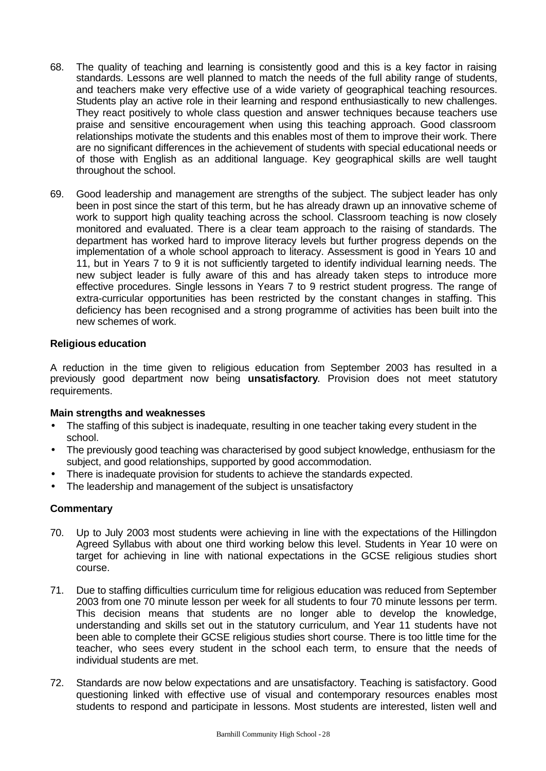68. The quality of teaching and learning is consistently good and this is a key factor in raising standards. Lessons are well planned to match the needs of the full ability range of students, and teachers make very effective use of a wide variety of geographical teaching resources. Students play an active role in their learning and respond enthusiastically to new challenges. They react positively to whole class question and answer techniques because teachers use praise and sensitive encouragement when using this teaching approach. Good classroom relationships motivate the students and this enables most of them to improve their work. There are no significant differences in the achievement of students with special educational needs or of those with English as an additional language. Key geographical skills are well taught throughout the school.

69. Good leadership and management are strengths of the subject. The subject leader has only been in post since the start of this term, but he has already drawn up an innovative scheme of work to support high quality teaching across the school. Classroom teaching is now closely monitored and evaluated. There is a clear team approach to the raising of standards. The department has worked hard to improve literacy levels but further progress depends on the implementation of a whole school approach to literacy. Assessment is good in Years 10 and 11, but in Years 7 to 9 it is not sufficiently targeted to identify individual learning needs. The new subject leader is fully aware of this and has already taken steps to introduce more effective procedures. Single lessons in Years 7 to 9 restrict student progress. The range of extra-curricular opportunities has been restricted by the constant changes in staffing. This deficiency has been recognised and a strong programme of activities has been built into the new schemes of work.

### Religious education

A reduction in the time given to religious education from September 2003 has resulted in a previously good department now being **unsatisfactory**. Provision does not meet statutory requirements.

#### Main strengths and weaknesses

- The staffing of this subject is inadequate, resulting in one teacher taking every student in the school.
- The previously good teaching was characterised by good subject knowledge, enthusiasm for the subject, and good relationships, supported by good accommodation.
- There is inadequate provision for students to achieve the standards expected.
- The leadership and management of the subject is unsatisfactory

#### Commentary

70. Up to July 2003 most students were achieving in line with the expectations of the Hillingdon Agreed Syllabus with about one third working below this level. Students in Year 10 were on target for achieving in line with national expectations in the GCSE religious studies short course.

71. Due to staffing difficulties curriculum time for religious education was reduced from September 2003 from one 70 minute lesson per week for all students to four 70 minute lessons per term. This decision means that students are no longer able to develop the knowledge, understanding and skills set out in the statutory curriculum, and Year 11 students have not been able to complete their GCSE religious studies short course. There is too little time for the teacher, who sees every student in the school each term, to ensure that the needs of individual students are met.

72. Standards are now below expectations and are unsatisfactory. Teaching is satisfactory. Good questioning linked with effective use of visual and contemporary resources enables most students to respond and participate in lessons. Most students are interested, listen well and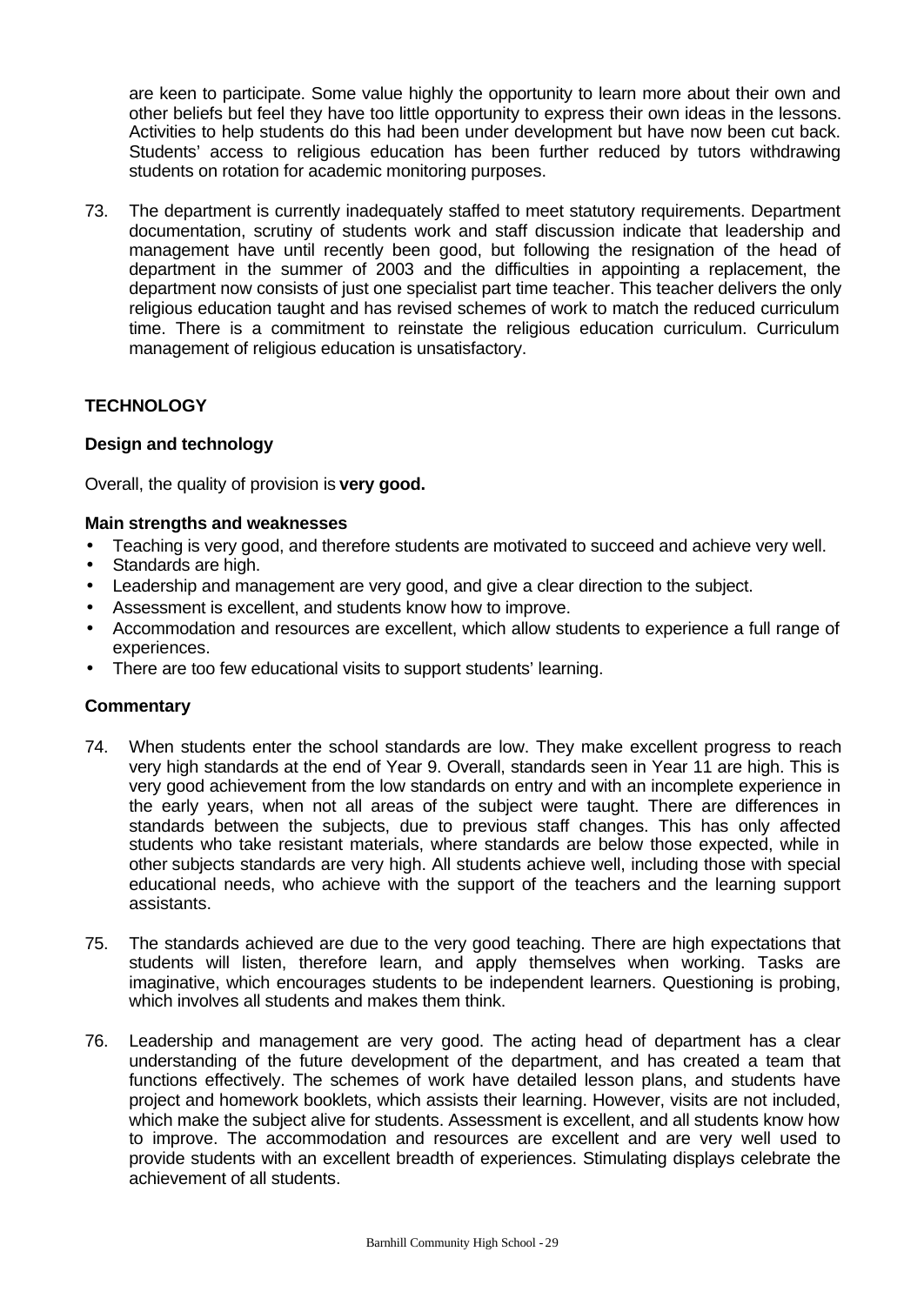are keen to participate. Some value highly the opportunity to learn more about their own and other beliefs but feel they have too little opportunity to express their own ideas in the lessons. Activities to help students do this had been under development but have now been cut back. Students' access to religious education has been further reduced by tutors withdrawing students on rotation for academic monitoring purposes.

73. The department is currently inadequately staffed to meet statutory requirements. Department documentation, scrutiny of students work and staff discussion indicate that leadership and management have until recently been good, but following the resignation of the head of department in the summer of 2003 and the difficulties in appointing a replacement, the department now consists of just one specialist part time teacher. This teacher delivers the only religious education taught and has revised schemes of work to match the reduced curriculum time. There is a commitment to reinstate the religious education curriculum. Curriculum management of religious education is unsatisfactory.

## TECHNOLOGY

### Design and technology

Overall, the quality of provision is **very good.**

#### Main strengths and weaknesses

- Teaching is very good, and therefore students are motivated to succeed and achieve very well.
- Standards are high.
- Leadership and management are very good, and give a clear direction to the subject.
- Assessment is excellent, and students know how to improve.
- Accommodation and resources are excellent, which allow students to experience a full range of experiences.
- There are too few educational visits to support students' learning.

#### Commentary

74. When students enter the school standards are low. They make excellent progress to reach very high standards at the end of Year 9. Overall, standards seen in Year 11 are high. This is very good achievement from the low standards on entry and with an incomplete experience in the early years, when not all areas of the subject were taught. There are differences in standards between the subjects, due to previous staff changes. This has only affected students who take resistant materials, where standards are below those expected, while in other subjects standards are very high. All students achieve well, including those with special educational needs, who achieve with the support of the teachers and the learning support assistants.

75. The standards achieved are due to the very good teaching. There are high expectations that students will listen, therefore learn, and apply themselves when working. Tasks are imaginative, which encourages students to be independent learners. Questioning is probing, which involves all students and makes them think.

76. Leadership and management are very good. The acting head of department has a clear understanding of the future development of the department, and has created a team that functions effectively. The schemes of work have detailed lesson plans, and students have project and homework booklets, which assists their learning. However, visits are not included, which make the subject alive for students. Assessment is excellent, and all students know how to improve. The accommodation and resources are excellent and are very well used to provide students with an excellent breadth of experiences. Stimulating displays celebrate the achievement of all students.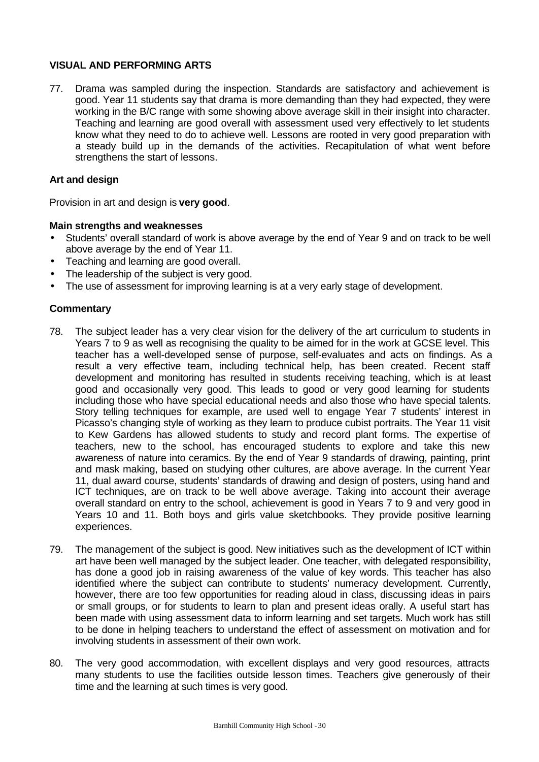## VISUAL AND PERFORMING ARTS

77. Drama was sampled during the inspection. Standards are satisfactory and achievement is good. Year 11 students say that drama is more demanding than they had expected, they were working in the B/C range with some showing above average skill in their insight into character. Teaching and learning are good overall with assessment used very effectively to let students know what they need to do to achieve well. Lessons are rooted in very good preparation with a steady build up in the demands of the activities. Recapitulation of what went before strengthens the start of lessons.

### Art and design

Provision in art and design is **very good**.

#### Main strengths and weaknesses

- Students' overall standard of work is above average by the end of Year 9 and on track to be well above average by the end of Year 11.
- Teaching and learning are good overall.
- The leadership of the subject is very good.
- The use of assessment for improving learning is at a very early stage of development.

#### Commentary

78. The subject leader has a very clear vision for the delivery of the art curriculum to students in Years 7 to 9 as well as recognising the quality to be aimed for in the work at GCSE level. This teacher has a well-developed sense of purpose, self-evaluates and acts on findings. As a result a very effective team, including technical help, has been created. Recent staff development and monitoring has resulted in students receiving teaching, which is at least good and occasionally very good. This leads to good or very good learning for students including those who have special educational needs and also those who have special talents. Story telling techniques for example, are used well to engage Year 7 students' interest in Picasso's changing style of working as they learn to produce cubist portraits. The Year 11 visit to Kew Gardens has allowed students to study and record plant forms. The expertise of teachers, new to the school, has encouraged students to explore and take this new awareness of nature into ceramics. By the end of Year 9 standards of drawing, painting, print and mask making, based on studying other cultures, are above average. In the current Year 11, dual award course, students' standards of drawing and design of posters, using hand and ICT techniques, are on track to be well above average. Taking into account their average overall standard on entry to the school, achievement is good in Years 7 to 9 and very good in Years 10 and 11. Both boys and girls value sketchbooks. They provide positive learning experiences.

79. The management of the subject is good. New initiatives such as the development of ICT within art have been well managed by the subject leader. One teacher, with delegated responsibility, has done a good job in raising awareness of the value of key words. This teacher has also identified where the subject can contribute to students' numeracy development. Currently, however, there are too few opportunities for reading aloud in class, discussing ideas in pairs or small groups, or for students to learn to plan and present ideas orally. A useful start has been made with using assessment data to inform learning and set targets. Much work has still to be done in helping teachers to understand the effect of assessment on motivation and for involving students in assessment of their own work.

80. The very good accommodation, with excellent displays and very good resources, attracts many students to use the facilities outside lesson times. Teachers give generously of their time and the learning at such times is very good.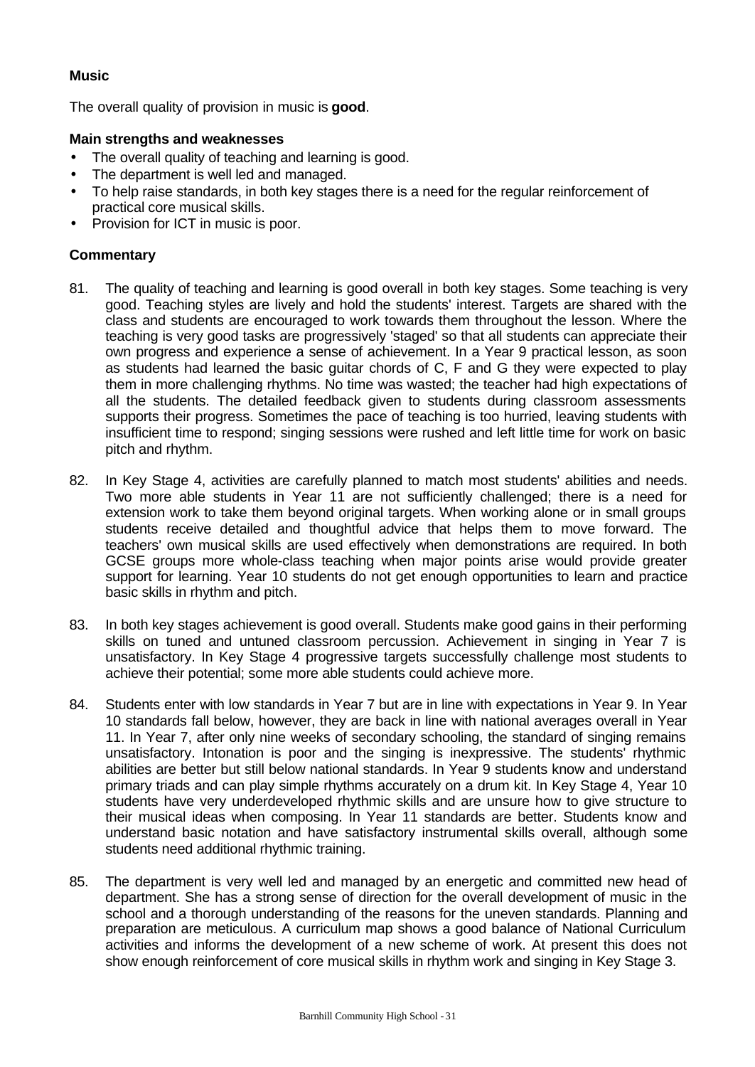**Music**

The overall quality of provision in music is **good**.

**Main strengths and weaknesses**

- The overall quality of teaching and learning is good.
- The department is well led and managed.
- To help raise standards, in both key stages there is a need for the regular reinforcement of practical core musical skills.
- Provision for ICT in music is poor.

**Commentary**

81. The quality of teaching and learning is good overall in both key stages. Some teaching is very good. Teaching styles are lively and hold the students' interest. Targets are shared with the class and students are encouraged to work towards them throughout the lesson. Where the teaching is very good tasks are progressively 'staged' so that all students can appreciate their own progress and experience a sense of achievement. In a Year 9 practical lesson, as soon as students had learned the basic guitar chords of C, F and G they were expected to play them in more challenging rhythms. No time was wasted; the teacher had high expectations of all the students. The detailed feedback given to students during classroom assessments supports their progress. Sometimes the pace of teaching is too hurried, leaving students with insufficient time to respond; singing sessions were rushed and left little time for work on basic pitch and rhythm.

82. In Key Stage 4, activities are carefully planned to match most students' abilities and needs. Two more able students in Year 11 are not sufficiently challenged; there is a need for extension work to take them beyond original targets. When working alone or in small groups students receive detailed and thoughtful advice that helps them to move forward. The teachers' own musical skills are used effectively when demonstrations are required. In both GCSE groups more whole-class teaching when major points arise would provide greater support for learning. Year 10 students do not get enough opportunities to learn and practice basic skills in rhythm and pitch.

83. In both key stages achievement is good overall. Students make good gains in their performing skills on tuned and untuned classroom percussion. Achievement in singing in Year 7 is unsatisfactory. In Key Stage 4 progressive targets successfully challenge most students to achieve their potential; some more able students could achieve more.

84. Students enter with low standards in Year 7 but are in line with expectations in Year 9. In Year 10 standards fall below, however, they are back in line with national averages overall in Year 11. In Year 7, after only nine weeks of secondary schooling, the standard of singing remains unsatisfactory. Intonation is poor and the singing is inexpressive. The students' rhythmic abilities are better but still below national standards. In Year 9 students know and understand primary triads and can play simple rhythms accurately on a drum kit. In Key Stage 4, Year 10 students have very underdeveloped rhythmic skills and are unsure how to give structure to their musical ideas when composing. In Year 11 standards are better. Students know and understand basic notation and have satisfactory instrumental skills overall, although some students need additional rhythmic training.

85. The department is very well led and managed by an energetic and committed new head of department. She has a strong sense of direction for the overall development of music in the school and a thorough understanding of the reasons for the uneven standards. Planning and preparation are meticulous. A curriculum map shows a good balance of National Curriculum activities and informs the development of a new scheme of work. At present this does not show enough reinforcement of core musical skills in rhythm work and singing in Key Stage 3.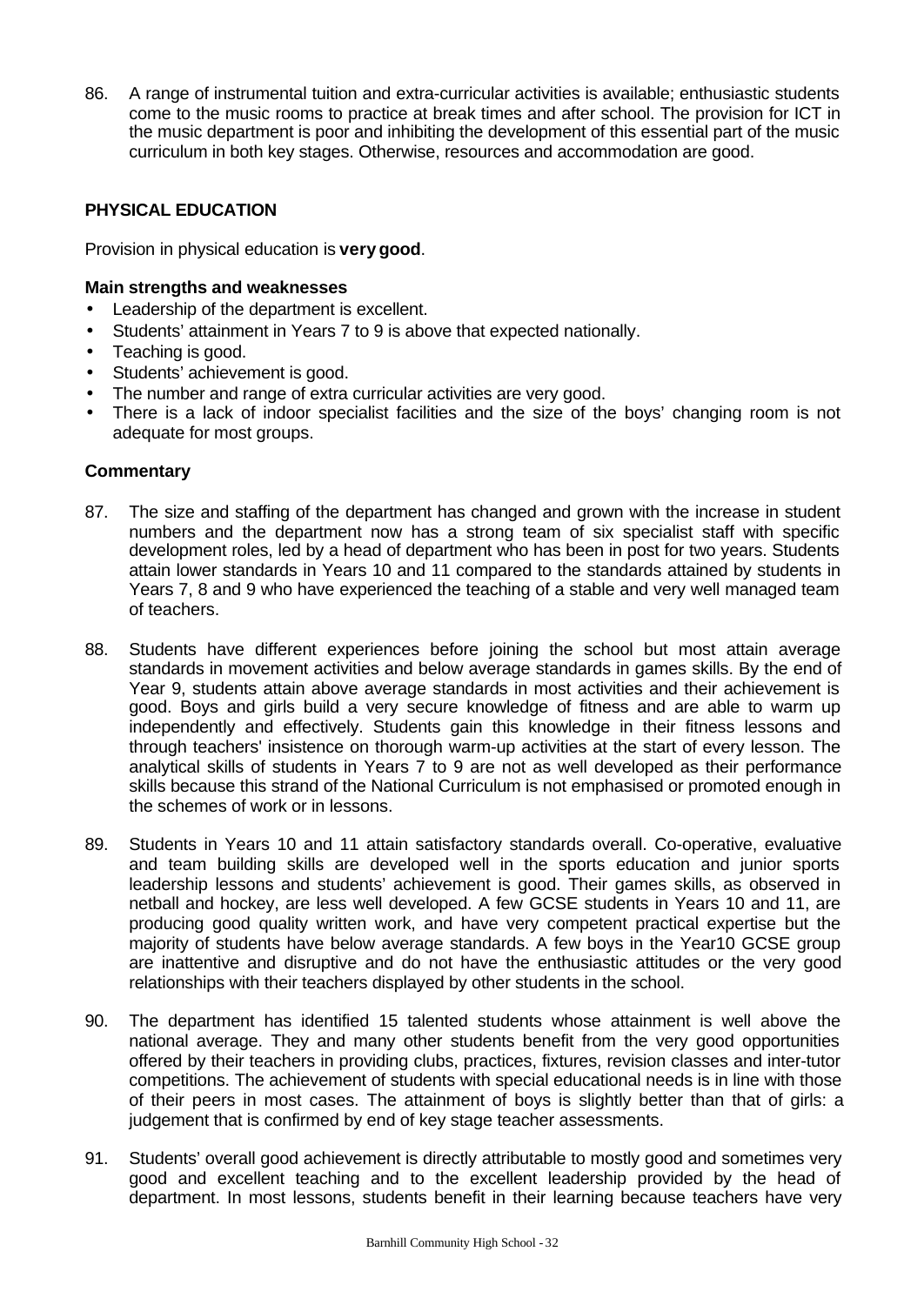86. A range of instrumental tuition and extra-curricular activities is available; enthusiastic students come to the music rooms to practice at break times and after school. The provision for ICT in the music department is poor and inhibiting the development of this essential part of the music curriculum in both key stages. Otherwise, resources and accommodation are good.

## PHYSICAL EDUCATION

Provision in physical education is **very good**.

### Main strengths and weaknesses

- Leadership of the department is excellent.
- Students' attainment in Years 7 to 9 is above that expected nationally.
- Teaching is good.
- Students' achievement is good.
- The number and range of extra curricular activities are very good.
- There is a lack of indoor specialist facilities and the size of the boys' changing room is not adequate for most groups.

### Commentary

87. The size and staffing of the department has changed and grown with the increase in student numbers and the department now has a strong team of six specialist staff with specific development roles, led by a head of department who has been in post for two years. Students attain lower standards in Years 10 and 11 compared to the standards attained by students in Years 7, 8 and 9 who have experienced the teaching of a stable and very well managed team of teachers.

88. Students have different experiences before joining the school but most attain average standards in movement activities and below average standards in games skills. By the end of Year 9, students attain above average standards in most activities and their achievement is good. Boys and girls build a very secure knowledge of fitness and are able to warm up independently and effectively. Students gain this knowledge in their fitness lessons and through teachers' insistence on thorough warm-up activities at the start of every lesson. The analytical skills of students in Years 7 to 9 are not as well developed as their performance skills because this strand of the National Curriculum is not emphasised or promoted enough in the schemes of work or in lessons.

89. Students in Years 10 and 11 attain satisfactory standards overall. Co-operative, evaluative and team building skills are developed well in the sports education and junior sports leadership lessons and students' achievement is good. Their games skills, as observed in netball and hockey, are less well developed. A few GCSE students in Years 10 and 11, are producing good quality written work, and have very competent practical expertise but the majority of students have below average standards. A few boys in the Year10 GCSE group are inattentive and disruptive and do not have the enthusiastic attitudes or the very good relationships with their teachers displayed by other students in the school.

90. The department has identified 15 talented students whose attainment is well above the national average. They and many other students benefit from the very good opportunities offered by their teachers in providing clubs, practices, fixtures, revision classes and inter-tutor competitions. The achievement of students with special educational needs is in line with those of their peers in most cases. The attainment of boys is slightly better than that of girls: a judgement that is confirmed by end of key stage teacher assessments.

91. Students' overall good achievement is directly attributable to mostly good and sometimes very good and excellent teaching and to the excellent leadership provided by the head of department. In most lessons, students benefit in their learning because teachers have very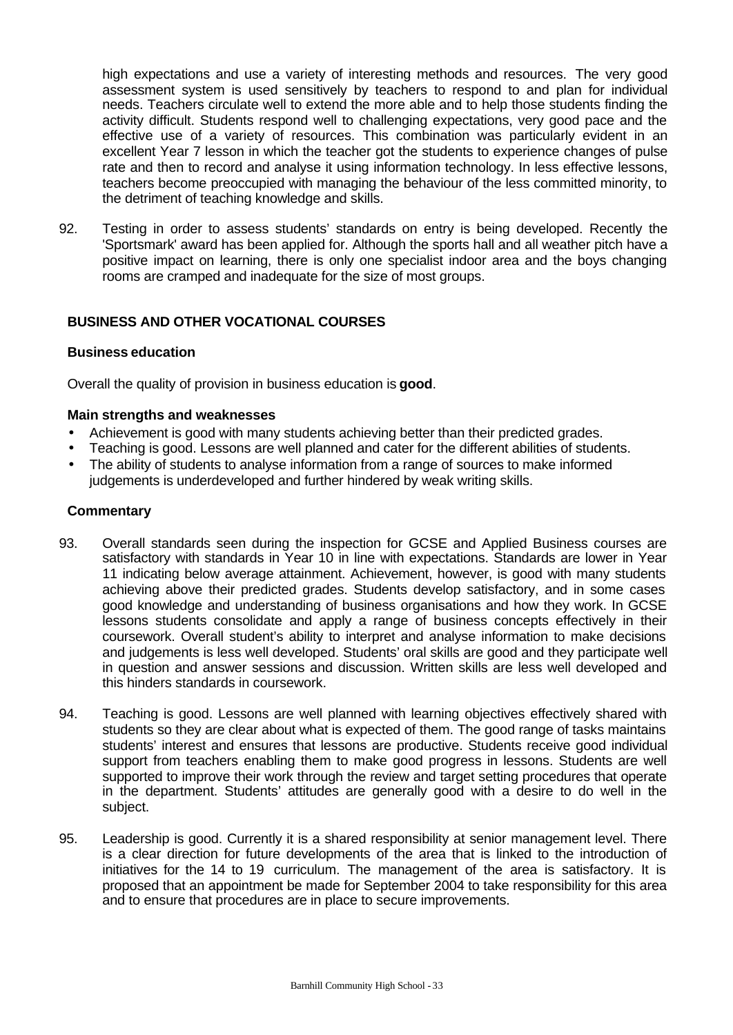high expectations and use a variety of interesting methods and resources. The very good assessment system is used sensitively by teachers to respond to and plan for individual needs. Teachers circulate well to extend the more able and to help those students finding the activity difficult. Students respond well to challenging expectations, very good pace and the effective use of a variety of resources. This combination was particularly evident in an excellent Year 7 lesson in which the teacher got the students to experience changes of pulse rate and then to record and analyse it using information technology. In less effective lessons, teachers become preoccupied with managing the behaviour of the less committed minority, to the detriment of teaching knowledge and skills.

92. Testing in order to assess students' standards on entry is being developed. Recently the 'Sportsmark' award has been applied for. Although the sports hall and all weather pitch have a positive impact on learning, there is only one specialist indoor area and the boys changing rooms are cramped and inadequate for the size of most groups.

## BUSINESS AND OTHER VOCATIONAL COURSES

### Business education

Overall the quality of provision in business education is **good**.

#### Main strengths and weaknesses

- Achievement is good with many students achieving better than their predicted grades.
- Teaching is good. Lessons are well planned and cater for the different abilities of students.
- The ability of students to analyse information from a range of sources to make informed judgements is underdeveloped and further hindered by weak writing skills.

#### Commentary

93. Overall standards seen during the inspection for GCSE and Applied Business courses are satisfactory with standards in Year 10 in line with expectations. Standards are lower in Year 11 indicating below average attainment. Achievement, however, is good with many students achieving above their predicted grades. Students develop satisfactory, and in some cases good knowledge and understanding of business organisations and how they work. In GCSE lessons students consolidate and apply a range of business concepts effectively in their coursework. Overall student's ability to interpret and analyse information to make decisions and judgements is less well developed. Students' oral skills are good and they participate well in question and answer sessions and discussion. Written skills are less well developed and this hinders standards in coursework.

94. Teaching is good. Lessons are well planned with learning objectives effectively shared with students so they are clear about what is expected of them. The good range of tasks maintains students' interest and ensures that lessons are productive. Students receive good individual support from teachers enabling them to make good progress in lessons. Students are well supported to improve their work through the review and target setting procedures that operate in the department. Students' attitudes are generally good with a desire to do well in the subject.

95. Leadership is good. Currently it is a shared responsibility at senior management level. There is a clear direction for future developments of the area that is linked to the introduction of initiatives for the 14 to 19 curriculum. The management of the area is satisfactory. It is proposed that an appointment be made for September 2004 to take responsibility for this area and to ensure that procedures are in place to secure improvements.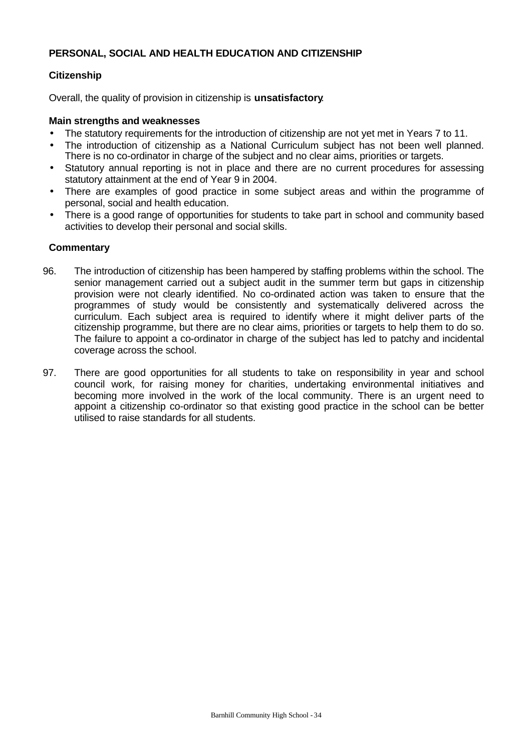## PERSONAL, SOCIAL AND HEALTH EDUCATION AND CITIZENSHIP

### Citizenship

Overall, the quality of provision in citizenship is **unsatisfactory**.

**Main strengths and weaknesses**

- The statutory requirements for the introduction of citizenship are not yet met in Years 7 to 11.
- The introduction of citizenship as a National Curriculum subject has not been well planned. There is no co-ordinator in charge of the subject and no clear aims, priorities or targets.
- Statutory annual reporting is not in place and there are no current procedures for assessing statutory attainment at the end of Year 9 in 2004.
- There are examples of good practice in some subject areas and within the programme of personal, social and health education.
- There is a good range of opportunities for students to take part in school and community based activities to develop their personal and social skills.

**Commentary**

96. The introduction of citizenship has been hampered by staffing problems within the school. The senior management carried out a subject audit in the summer term but gaps in citizenship provision were not clearly identified. No co-ordinated action was taken to ensure that the programmes of study would be consistently and systematically delivered across the curriculum. Each subject area is required to identify where it might deliver parts of the citizenship programme, but there are no clear aims, priorities or targets to help them to do so. The failure to appoint a co-ordinator in charge of the subject has led to patchy and incidental coverage across the school.

97. There are good opportunities for all students to take on responsibility in year and school council work, for raising money for charities, undertaking environmental initiatives and becoming more involved in the work of the local community. There is an urgent need to appoint a citizenship co-ordinator so that existing good practice in the school can be better utilised to raise standards for all students.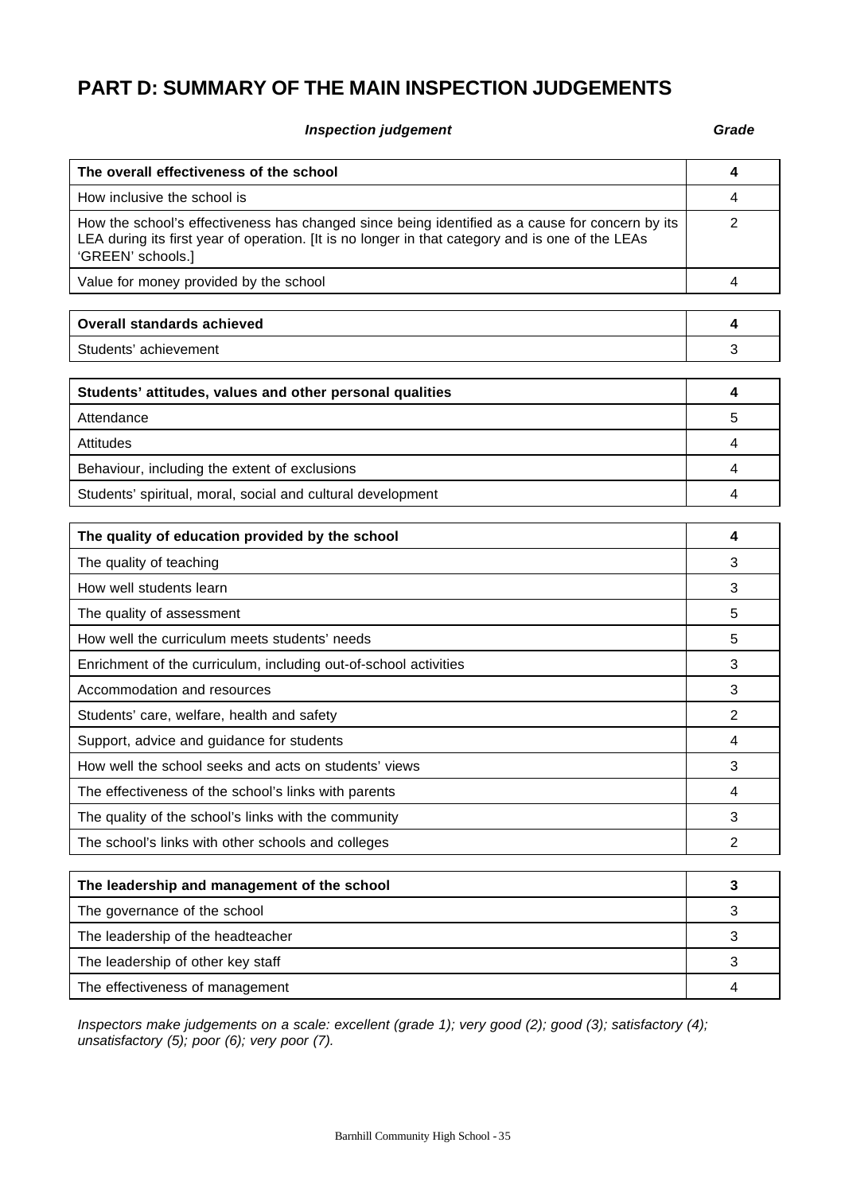# PART D: SUMMARY OF THE MAIN INSPECTION JUDGEMENTS

| ***Inspection judgement*** | ***Grade*** |
|---|---|
| **The overall effectiveness of the school** | **4** |
| How inclusive the school is | 4 |
| How the school's effectiveness has changed since being identified as a cause for concern by its LEA during its first year of operation. [It is no longer in that category and is one of the LEAs 'GREEN' schools.] | 2 |
| Value for money provided by the school | 4 |
| **Overall standards achieved** | **4** |
| Students' achievement | 3 |
| **Students' attitudes, values and other personal qualities** | **4** |
| Attendance | 5 |
| Attitudes | 4 |
| Behaviour, including the extent of exclusions | 4 |
| Students' spiritual, moral, social and cultural development | 4 |
| **The quality of education provided by the school** | **4** |
| The quality of teaching | 3 |
| How well students learn | 3 |
| The quality of assessment | 5 |
| How well the curriculum meets students' needs | 5 |
| Enrichment of the curriculum, including out-of-school activities | 3 |
| Accommodation and resources | 3 |
| Students' care, welfare, health and safety | 2 |
| Support, advice and guidance for students | 4 |
| How well the school seeks and acts on students' views | 3 |
| The effectiveness of the school's links with parents | 4 |
| The quality of the school's links with the community | 3 |
| The school's links with other schools and colleges | 2 |
| **The leadership and management of the school** | **3** |
| The governance of the school | 3 |
| The leadership of the headteacher | 3 |
| The leadership of other key staff | 3 |
| The effectiveness of management | 4 |

*Inspectors make judgements on a scale: excellent (grade 1); very good (2); good (3); satisfactory (4); unsatisfactory (5); poor (6); very poor (7).*